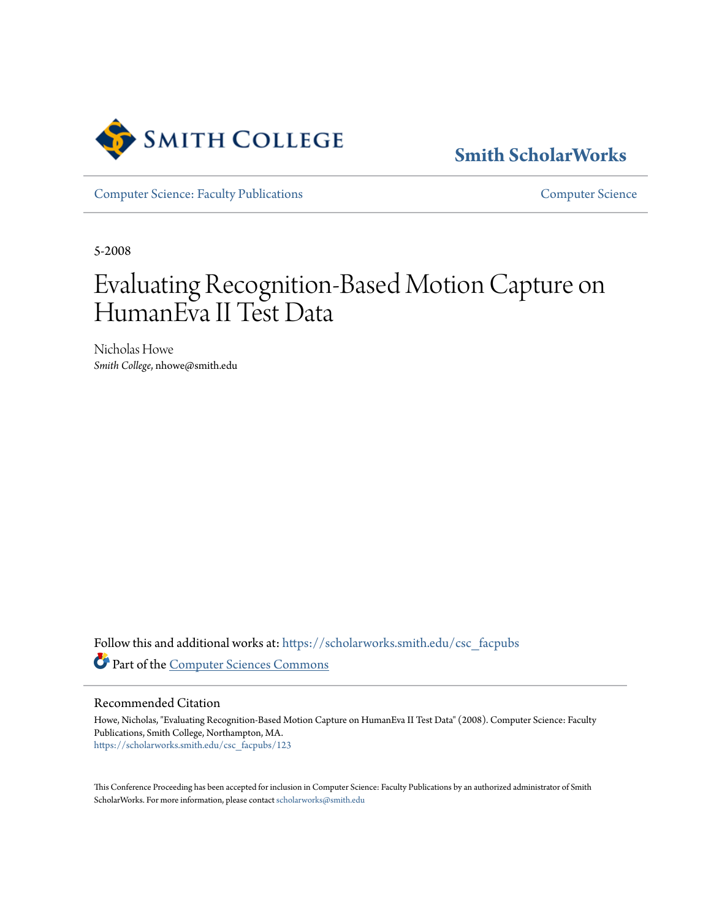Smith College

**Smith ScholarWorks**

Computer Science: Faculty Publications | Computer Science

5-2008

# Evaluating Recognition-Based Motion Capture on HumanEva II Test Data

Nicholas Howe
*Smith College*, nhowe@smith.edu

Follow this and additional works at: https://scholarworks.smith.edu/csc_facpubs

Part of the Computer Sciences Commons

## Recommended Citation

Howe, Nicholas, "Evaluating Recognition-Based Motion Capture on HumanEva II Test Data" (2008). Computer Science: Faculty Publications, Smith College, Northampton, MA.
https://scholarworks.smith.edu/csc_facpubs/123

This Conference Proceeding has been accepted for inclusion in Computer Science: Faculty Publications by an authorized administrator of Smith ScholarWorks. For more information, please contact scholarworks@smith.edu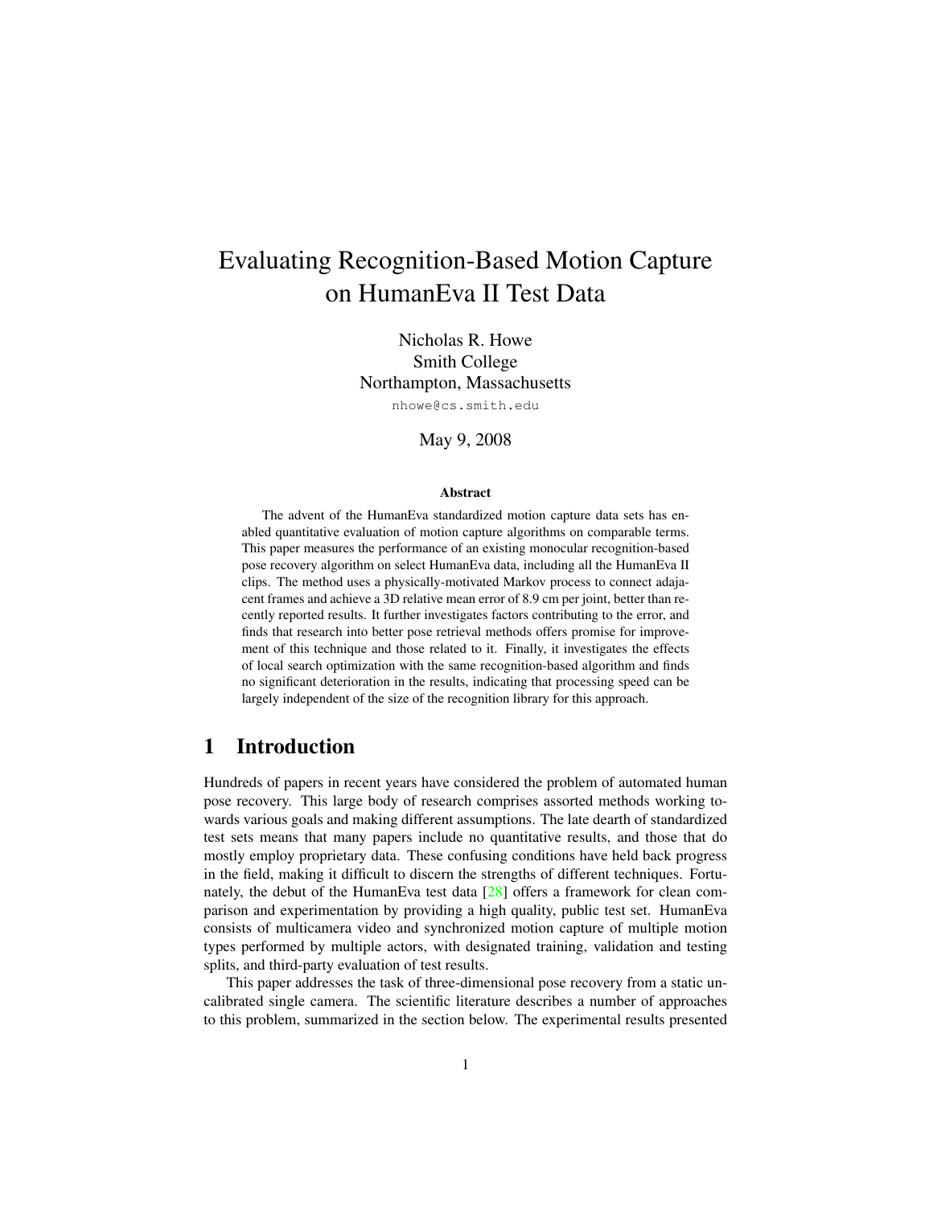# Evaluating Recognition-Based Motion Capture on HumanEva II Test Data

Nicholas R. Howe
Smith College
Northampton, Massachusetts
nhowe@cs.smith.edu

May 9, 2008

**Abstract**

The advent of the HumanEva standardized motion capture data sets has enabled quantitative evaluation of motion capture algorithms on comparable terms. This paper measures the performance of an existing monocular recognition-based pose recovery algorithm on select HumanEva data, including all the HumanEva II clips. The method uses a physically-motivated Markov process to connect adajacent frames and achieve a 3D relative mean error of 8.9 cm per joint, better than recently reported results. It further investigates factors contributing to the error, and finds that research into better pose retrieval methods offers promise for improvement of this technique and those related to it. Finally, it investigates the effects of local search optimization with the same recognition-based algorithm and finds no significant deterioration in the results, indicating that processing speed can be largely independent of the size of the recognition library for this approach.

## 1 Introduction

Hundreds of papers in recent years have considered the problem of automated human pose recovery. This large body of research comprises assorted methods working towards various goals and making different assumptions. The late dearth of standardized test sets means that many papers include no quantitative results, and those that do mostly employ proprietary data. These confusing conditions have held back progress in the field, making it difficult to discern the strengths of different techniques. Fortunately, the debut of the HumanEva test data [28] offers a framework for clean comparison and experimentation by providing a high quality, public test set. HumanEva consists of multicamera video and synchronized motion capture of multiple motion types performed by multiple actors, with designated training, validation and testing splits, and third-party evaluation of test results.

This paper addresses the task of three-dimensional pose recovery from a static uncalibrated single camera. The scientific literature describes a number of approaches to this problem, summarized in the section below. The experimental results presented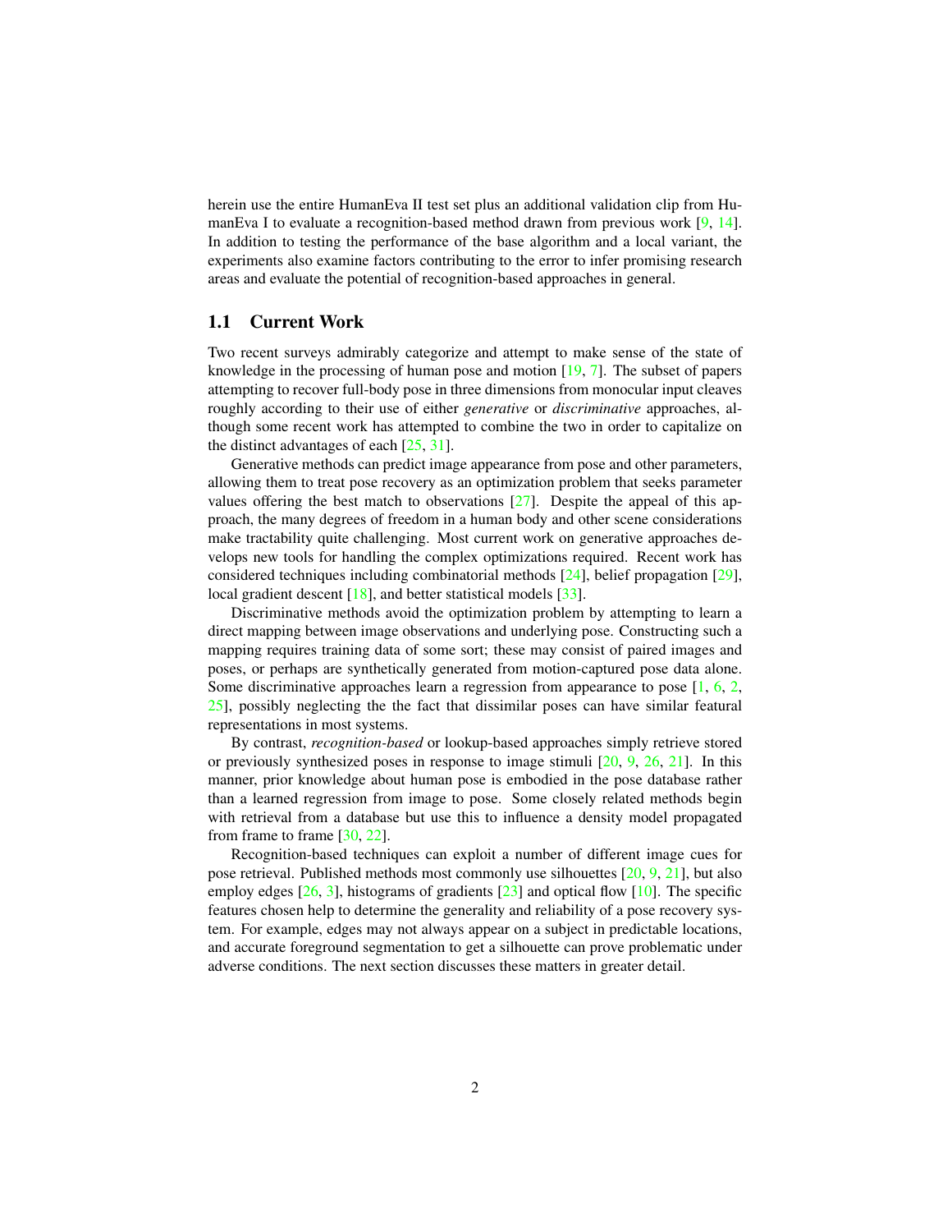herein use the entire HumanEva II test set plus an additional validation clip from HumanEva I to evaluate a recognition-based method drawn from previous work [9, 14]. In addition to testing the performance of the base algorithm and a local variant, the experiments also examine factors contributing to the error to infer promising research areas and evaluate the potential of recognition-based approaches in general.

## 1.1 Current Work

Two recent surveys admirably categorize and attempt to make sense of the state of knowledge in the processing of human pose and motion [19, 7]. The subset of papers attempting to recover full-body pose in three dimensions from monocular input cleaves roughly according to their use of either *generative* or *discriminative* approaches, although some recent work has attempted to combine the two in order to capitalize on the distinct advantages of each [25, 31].

Generative methods can predict image appearance from pose and other parameters, allowing them to treat pose recovery as an optimization problem that seeks parameter values offering the best match to observations [27]. Despite the appeal of this approach, the many degrees of freedom in a human body and other scene considerations make tractability quite challenging. Most current work on generative approaches develops new tools for handling the complex optimizations required. Recent work has considered techniques including combinatorial methods [24], belief propagation [29], local gradient descent [18], and better statistical models [33].

Discriminative methods avoid the optimization problem by attempting to learn a direct mapping between image observations and underlying pose. Constructing such a mapping requires training data of some sort; these may consist of paired images and poses, or perhaps are synthetically generated from motion-captured pose data alone. Some discriminative approaches learn a regression from appearance to pose [1, 6, 2, 25], possibly neglecting the the fact that dissimilar poses can have similar featural representations in most systems.

By contrast, *recognition-based* or lookup-based approaches simply retrieve stored or previously synthesized poses in response to image stimuli [20, 9, 26, 21]. In this manner, prior knowledge about human pose is embodied in the pose database rather than a learned regression from image to pose. Some closely related methods begin with retrieval from a database but use this to influence a density model propagated from frame to frame [30, 22].

Recognition-based techniques can exploit a number of different image cues for pose retrieval. Published methods most commonly use silhouettes [20, 9, 21], but also employ edges [26, 3], histograms of gradients [23] and optical flow [10]. The specific features chosen help to determine the generality and reliability of a pose recovery system. For example, edges may not always appear on a subject in predictable locations, and accurate foreground segmentation to get a silhouette can prove problematic under adverse conditions. The next section discusses these matters in greater detail.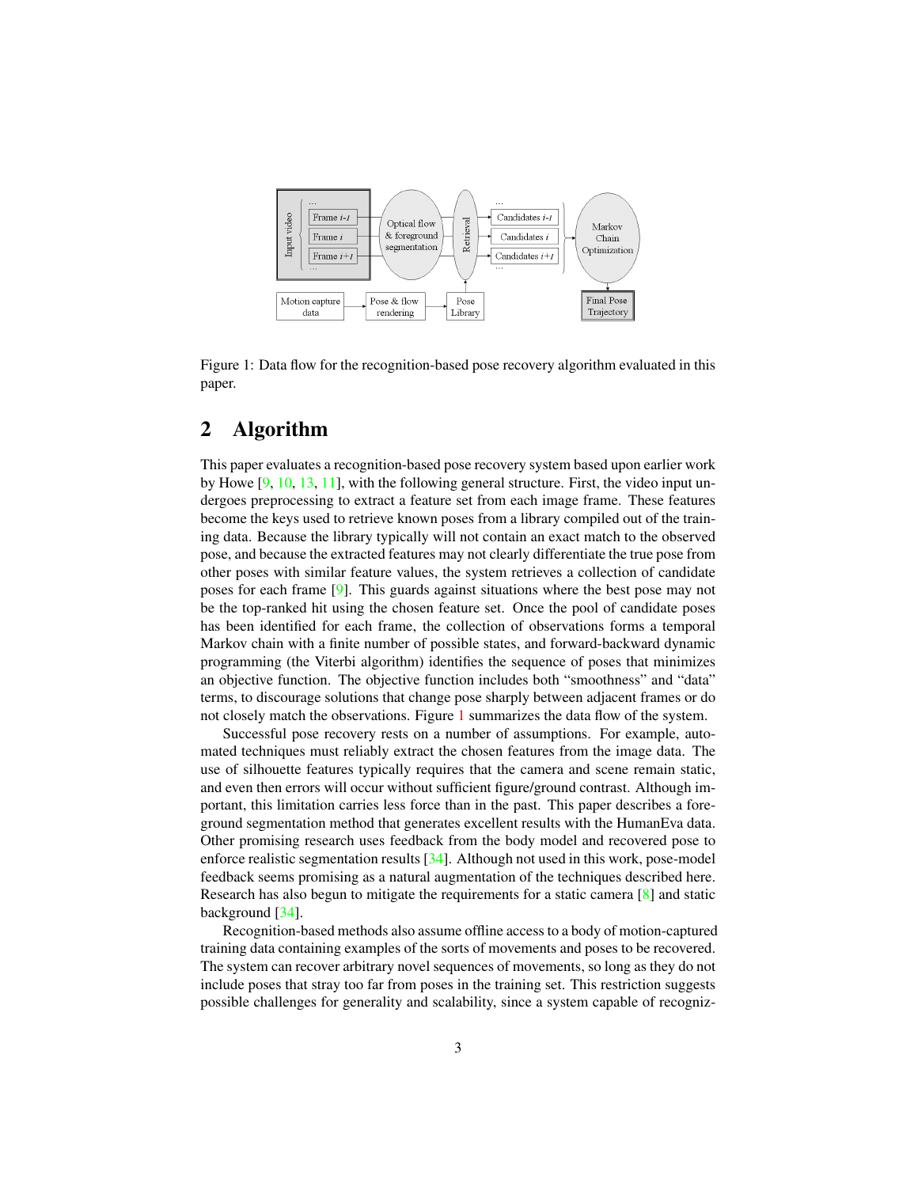Figure 1: Data flow for the recognition-based pose recovery algorithm evaluated in this paper.

## 2 Algorithm

This paper evaluates a recognition-based pose recovery system based upon earlier work by Howe [9, 10, 13, 11], with the following general structure. First, the video input undergoes preprocessing to extract a feature set from each image frame. These features become the keys used to retrieve known poses from a library compiled out of the training data. Because the library typically will not contain an exact match to the observed pose, and because the extracted features may not clearly differentiate the true pose from other poses with similar feature values, the system retrieves a collection of candidate poses for each frame [9]. This guards against situations where the best pose may not be the top-ranked hit using the chosen feature set. Once the pool of candidate poses has been identified for each frame, the collection of observations forms a temporal Markov chain with a finite number of possible states, and forward-backward dynamic programming (the Viterbi algorithm) identifies the sequence of poses that minimizes an objective function. The objective function includes both "smoothness" and "data" terms, to discourage solutions that change pose sharply between adjacent frames or do not closely match the observations. Figure 1 summarizes the data flow of the system.

Successful pose recovery rests on a number of assumptions. For example, automated techniques must reliably extract the chosen features from the image data. The use of silhouette features typically requires that the camera and scene remain static, and even then errors will occur without sufficient figure/ground contrast. Although important, this limitation carries less force than in the past. This paper describes a foreground segmentation method that generates excellent results with the HumanEva data. Other promising research uses feedback from the body model and recovered pose to enforce realistic segmentation results [34]. Although not used in this work, pose-model feedback seems promising as a natural augmentation of the techniques described here. Research has also begun to mitigate the requirements for a static camera [8] and static background [34].

Recognition-based methods also assume offline access to a body of motion-captured training data containing examples of the sorts of movements and poses to be recovered. The system can recover arbitrary novel sequences of movements, so long as they do not include poses that stray too far from poses in the training set. This restriction suggests possible challenges for generality and scalability, since a system capable of recogniz-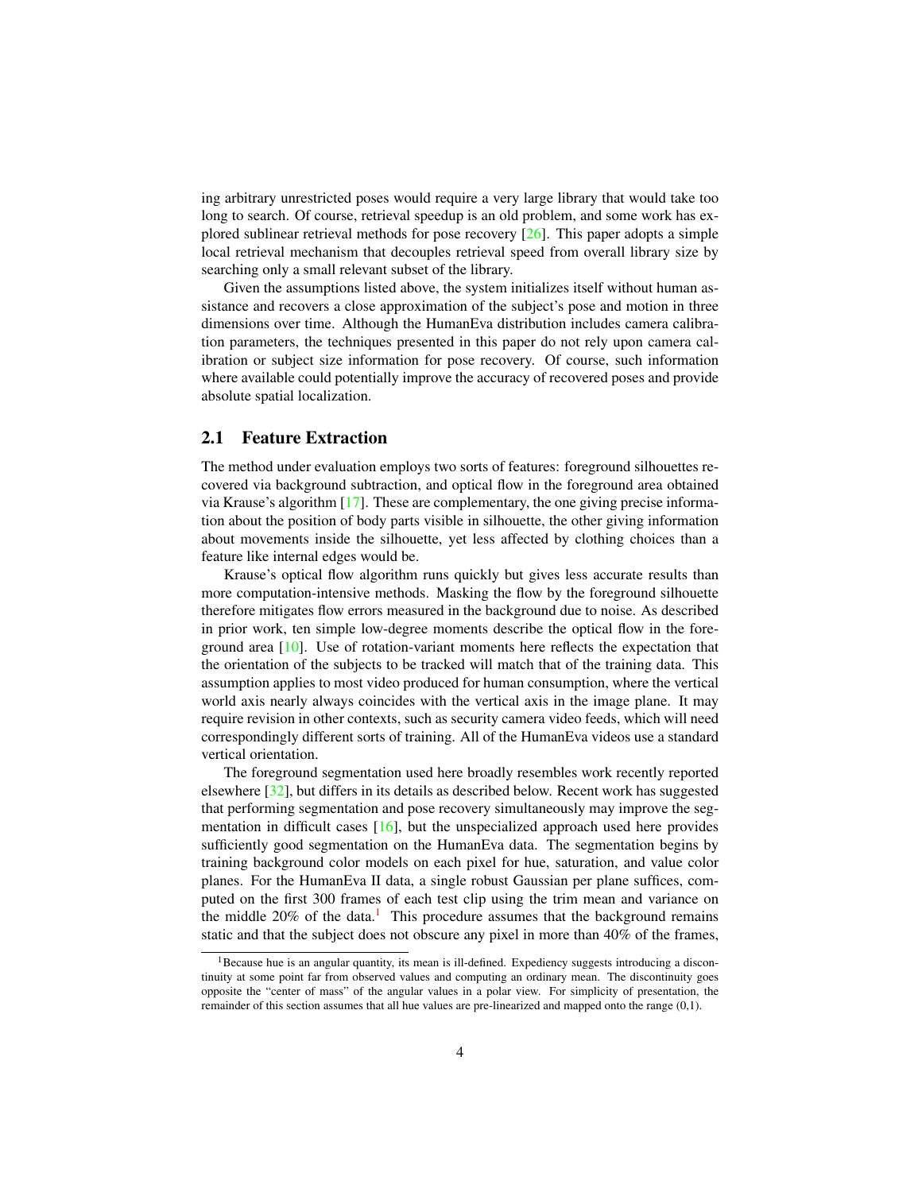ing arbitrary unrestricted poses would require a very large library that would take too long to search. Of course, retrieval speedup is an old problem, and some work has explored sublinear retrieval methods for pose recovery [26]. This paper adopts a simple local retrieval mechanism that decouples retrieval speed from overall library size by searching only a small relevant subset of the library.

Given the assumptions listed above, the system initializes itself without human assistance and recovers a close approximation of the subject's pose and motion in three dimensions over time. Although the HumanEva distribution includes camera calibration parameters, the techniques presented in this paper do not rely upon camera calibration or subject size information for pose recovery. Of course, such information where available could potentially improve the accuracy of recovered poses and provide absolute spatial localization.

## 2.1 Feature Extraction

The method under evaluation employs two sorts of features: foreground silhouettes recovered via background subtraction, and optical flow in the foreground area obtained via Krause's algorithm [17]. These are complementary, the one giving precise information about the position of body parts visible in silhouette, the other giving information about movements inside the silhouette, yet less affected by clothing choices than a feature like internal edges would be.

Krause's optical flow algorithm runs quickly but gives less accurate results than more computation-intensive methods. Masking the flow by the foreground silhouette therefore mitigates flow errors measured in the background due to noise. As described in prior work, ten simple low-degree moments describe the optical flow in the foreground area [10]. Use of rotation-variant moments here reflects the expectation that the orientation of the subjects to be tracked will match that of the training data. This assumption applies to most video produced for human consumption, where the vertical world axis nearly always coincides with the vertical axis in the image plane. It may require revision in other contexts, such as security camera video feeds, which will need correspondingly different sorts of training. All of the HumanEva videos use a standard vertical orientation.

The foreground segmentation used here broadly resembles work recently reported elsewhere [32], but differs in its details as described below. Recent work has suggested that performing segmentation and pose recovery simultaneously may improve the segmentation in difficult cases [16], but the unspecialized approach used here provides sufficiently good segmentation on the HumanEva data. The segmentation begins by training background color models on each pixel for hue, saturation, and value color planes. For the HumanEva II data, a single robust Gaussian per plane suffices, computed on the first 300 frames of each test clip using the trim mean and variance on the middle 20% of the data.[1] This procedure assumes that the background remains static and that the subject does not obscure any pixel in more than 40% of the frames,

[1] Because hue is an angular quantity, its mean is ill-defined. Expediency suggests introducing a discontinuity at some point far from observed values and computing an ordinary mean. The discontinuity goes opposite the "center of mass" of the angular values in a polar view. For simplicity of presentation, the remainder of this section assumes that all hue values are pre-linearized and mapped onto the range (0,1).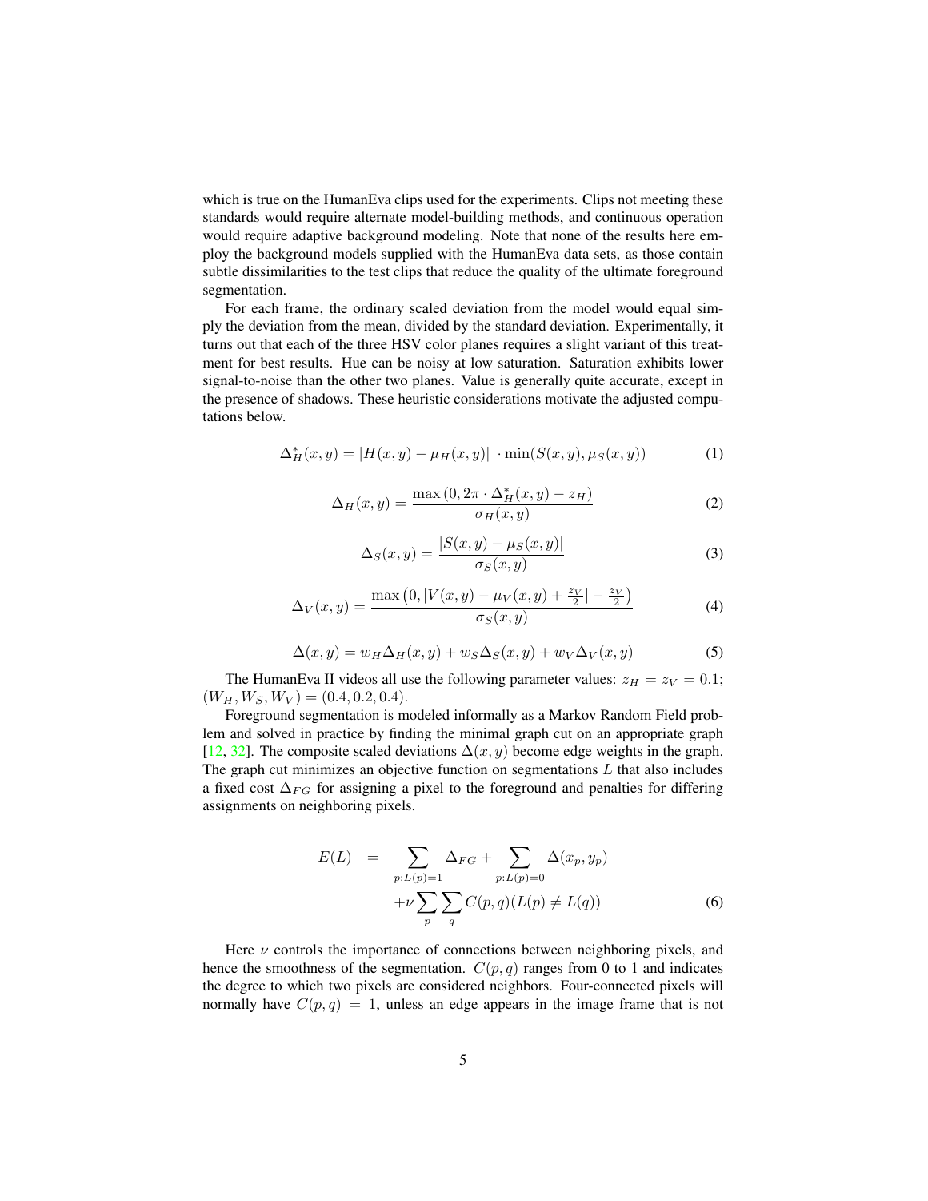which is true on the HumanEva clips used for the experiments. Clips not meeting these standards would require alternate model-building methods, and continuous operation would require adaptive background modeling. Note that none of the results here employ the background models supplied with the HumanEva data sets, as those contain subtle dissimilarities to the test clips that reduce the quality of the ultimate foreground segmentation.

For each frame, the ordinary scaled deviation from the model would equal simply the deviation from the mean, divided by the standard deviation. Experimentally, it turns out that each of the three HSV color planes requires a slight variant of this treatment for best results. Hue can be noisy at low saturation. Saturation exhibits lower signal-to-noise than the other two planes. Value is generally quite accurate, except in the presence of shadows. These heuristic considerations motivate the adjusted computations below.

$$\Delta_H^*(x,y) = |H(x,y) - \mu_H(x,y)| \cdot \min(S(x,y), \mu_S(x,y)) \tag{1}$$

$$\Delta_H(x,y) = \frac{\max\left(0, 2\pi \cdot \Delta_H^*(x,y) - z_H\right)}{\sigma_H(x,y)} \tag{2}$$

$$\Delta_S(x,y) = \frac{|S(x,y) - \mu_S(x,y)|}{\sigma_S(x,y)} \tag{3}$$

$$\Delta_V(x,y) = \frac{\max\left(0, |V(x,y) - \mu_V(x,y) + \frac{z_V}{2}| - \frac{z_V}{2}\right)}{\sigma_S(x,y)} \tag{4}$$

$$\Delta(x,y) = w_H \Delta_H(x,y) + w_S \Delta_S(x,y) + w_V \Delta_V(x,y) \tag{5}$$

The HumanEva II videos all use the following parameter values: $z_H = z_V = 0.1$; $(W_H, W_S, W_V) = (0.4, 0.2, 0.4)$.

Foreground segmentation is modeled informally as a Markov Random Field problem and solved in practice by finding the minimal graph cut on an appropriate graph [12, 32]. The composite scaled deviations $\Delta(x,y)$ become edge weights in the graph. The graph cut minimizes an objective function on segmentations $L$ that also includes a fixed cost $\Delta_{FG}$ for assigning a pixel to the foreground and penalties for differing assignments on neighboring pixels.

$$\begin{aligned} E(L) \quad = \quad & \sum_{p:L(p)=1} \Delta_{FG} + \sum_{p:L(p)=0} \Delta(x_p, y_p) \\ & + \nu \sum_p \sum_q C(p,q)(L(p) \neq L(q)) \end{aligned} \tag{6}$$

Here $\nu$ controls the importance of connections between neighboring pixels, and hence the smoothness of the segmentation. $C(p,q)$ ranges from 0 to 1 and indicates the degree to which two pixels are considered neighbors. Four-connected pixels will normally have $C(p,q) = 1$, unless an edge appears in the image frame that is not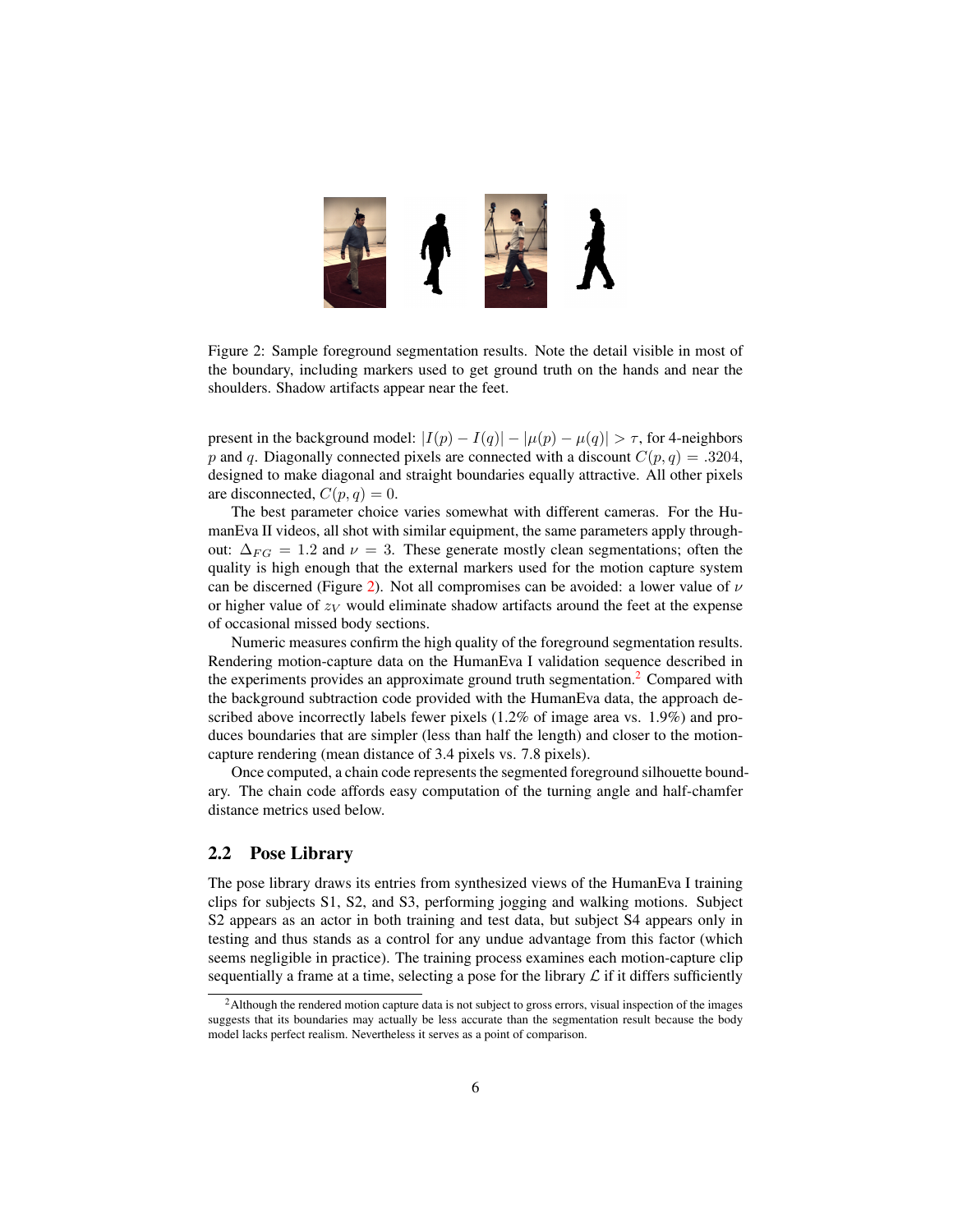Figure 2: Sample foreground segmentation results. Note the detail visible in most of the boundary, including markers used to get ground truth on the hands and near the shoulders. Shadow artifacts appear near the feet.

present in the background model: $|I(p) - I(q)| - |\mu(p) - \mu(q)| > \tau$, for 4-neighbors $p$ and $q$. Diagonally connected pixels are connected with a discount $C(p, q) = .3204$, designed to make diagonal and straight boundaries equally attractive. All other pixels are disconnected, $C(p, q) = 0$.

The best parameter choice varies somewhat with different cameras. For the HumanEva II videos, all shot with similar equipment, the same parameters apply throughout: $\Delta_{FG} = 1.2$ and $\nu = 3$. These generate mostly clean segmentations; often the quality is high enough that the external markers used for the motion capture system can be discerned (Figure 2). Not all compromises can be avoided: a lower value of $\nu$ or higher value of $z_V$ would eliminate shadow artifacts around the feet at the expense of occasional missed body sections.

Numeric measures confirm the high quality of the foreground segmentation results. Rendering motion-capture data on the HumanEva I validation sequence described in the experiments provides an approximate ground truth segmentation.[2] Compared with the background subtraction code provided with the HumanEva data, the approach described above incorrectly labels fewer pixels (1.2% of image area vs. 1.9%) and produces boundaries that are simpler (less than half the length) and closer to the motion-capture rendering (mean distance of 3.4 pixels vs. 7.8 pixels).

Once computed, a chain code represents the segmented foreground silhouette boundary. The chain code affords easy computation of the turning angle and half-chamfer distance metrics used below.

## 2.2 Pose Library

The pose library draws its entries from synthesized views of the HumanEva I training clips for subjects S1, S2, and S3, performing jogging and walking motions. Subject S2 appears as an actor in both training and test data, but subject S4 appears only in testing and thus stands as a control for any undue advantage from this factor (which seems negligible in practice). The training process examines each motion-capture clip sequentially a frame at a time, selecting a pose for the library $\mathcal{L}$ if it differs sufficiently

[2] Although the rendered motion capture data is not subject to gross errors, visual inspection of the images suggests that its boundaries may actually be less accurate than the segmentation result because the body model lacks perfect realism. Nevertheless it serves as a point of comparison.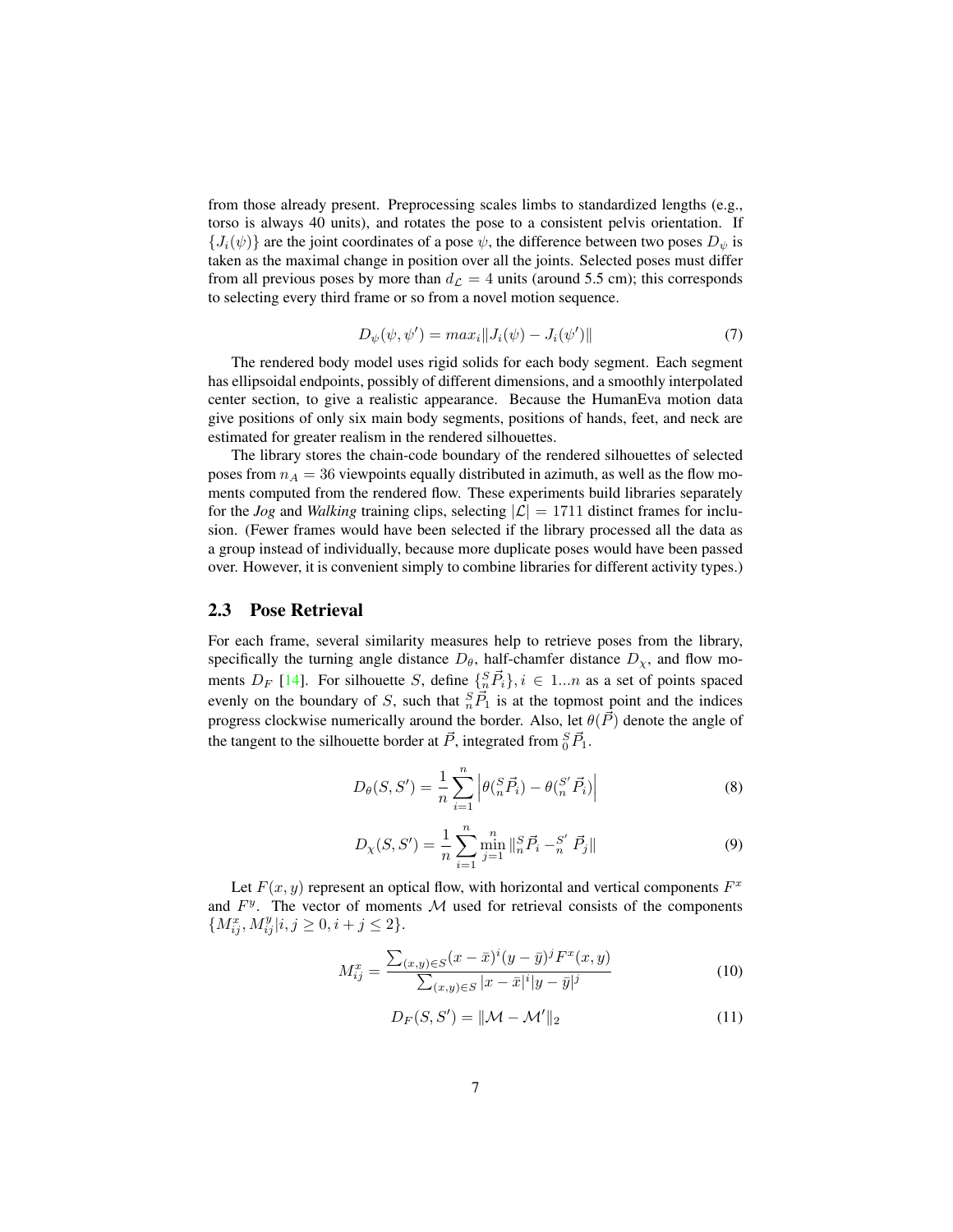from those already present. Preprocessing scales limbs to standardized lengths (e.g., torso is always 40 units), and rotates the pose to a consistent pelvis orientation. If $\{J_i(\psi)\}$ are the joint coordinates of a pose $\psi$, the difference between two poses $D_\psi$ is taken as the maximal change in position over all the joints. Selected poses must differ from all previous poses by more than $d_{\mathcal{L}} = 4$ units (around 5.5 cm); this corresponds to selecting every third frame or so from a novel motion sequence.

$$D_\psi(\psi, \psi') = max_i \|J_i(\psi) - J_i(\psi')\| \tag{7}$$

The rendered body model uses rigid solids for each body segment. Each segment has ellipsoidal endpoints, possibly of different dimensions, and a smoothly interpolated center section, to give a realistic appearance. Because the HumanEva motion data give positions of only six main body segments, positions of hands, feet, and neck are estimated for greater realism in the rendered silhouettes.

The library stores the chain-code boundary of the rendered silhouettes of selected poses from $n_A = 36$ viewpoints equally distributed in azimuth, as well as the flow moments computed from the rendered flow. These experiments build libraries separately for the *Jog* and *Walking* training clips, selecting $|\mathcal{L}| = 1711$ distinct frames for inclusion. (Fewer frames would have been selected if the library processed all the data as a group instead of individually, because more duplicate poses would have been passed over. However, it is convenient simply to combine libraries for different activity types.)

### 2.3 Pose Retrieval

For each frame, several similarity measures help to retrieve poses from the library, specifically the turning angle distance $D_\theta$, half-chamfer distance $D_\chi$, and flow moments $D_F$ [14]. For silhouette $S$, define $\{{}^S_n\vec{P}_i\}, i \in 1...n$ as a set of points spaced evenly on the boundary of $S$, such that ${}^S_n\vec{P}_1$ is at the topmost point and the indices progress clockwise numerically around the border. Also, let $\theta(\vec{P})$ denote the angle of the tangent to the silhouette border at $\vec{P}$, integrated from ${}^S_0\vec{P}_1$.

$$D_\theta(S, S') = \frac{1}{n} \sum_{i=1}^{n} \left| \theta({}^S_n\vec{P}_i) - \theta({}^{S'}_n\vec{P}_i) \right| \tag{8}$$

$$D_\chi(S, S') = \frac{1}{n} \sum_{i=1}^{n} \min_{j=1}^{n} \|{}^S_n\vec{P}_i - {}^{S'}_n\vec{P}_j\| \tag{9}$$

Let $F(x, y)$ represent an optical flow, with horizontal and vertical components $F^x$ and $F^y$. The vector of moments $\mathcal{M}$ used for retrieval consists of the components $\{M^x_{ij}, M^y_{ij} | i, j \geq 0, i + j \leq 2\}$.

$$M^x_{ij} = \frac{\sum_{(x,y)\in S} (x - \bar{x})^i (y - \bar{y})^j F^x(x, y)}{\sum_{(x,y)\in S} |x - \bar{x}|^i |y - \bar{y}|^j} \tag{10}$$

$$D_F(S, S') = \|\mathcal{M} - \mathcal{M}'\|_2 \tag{11}$$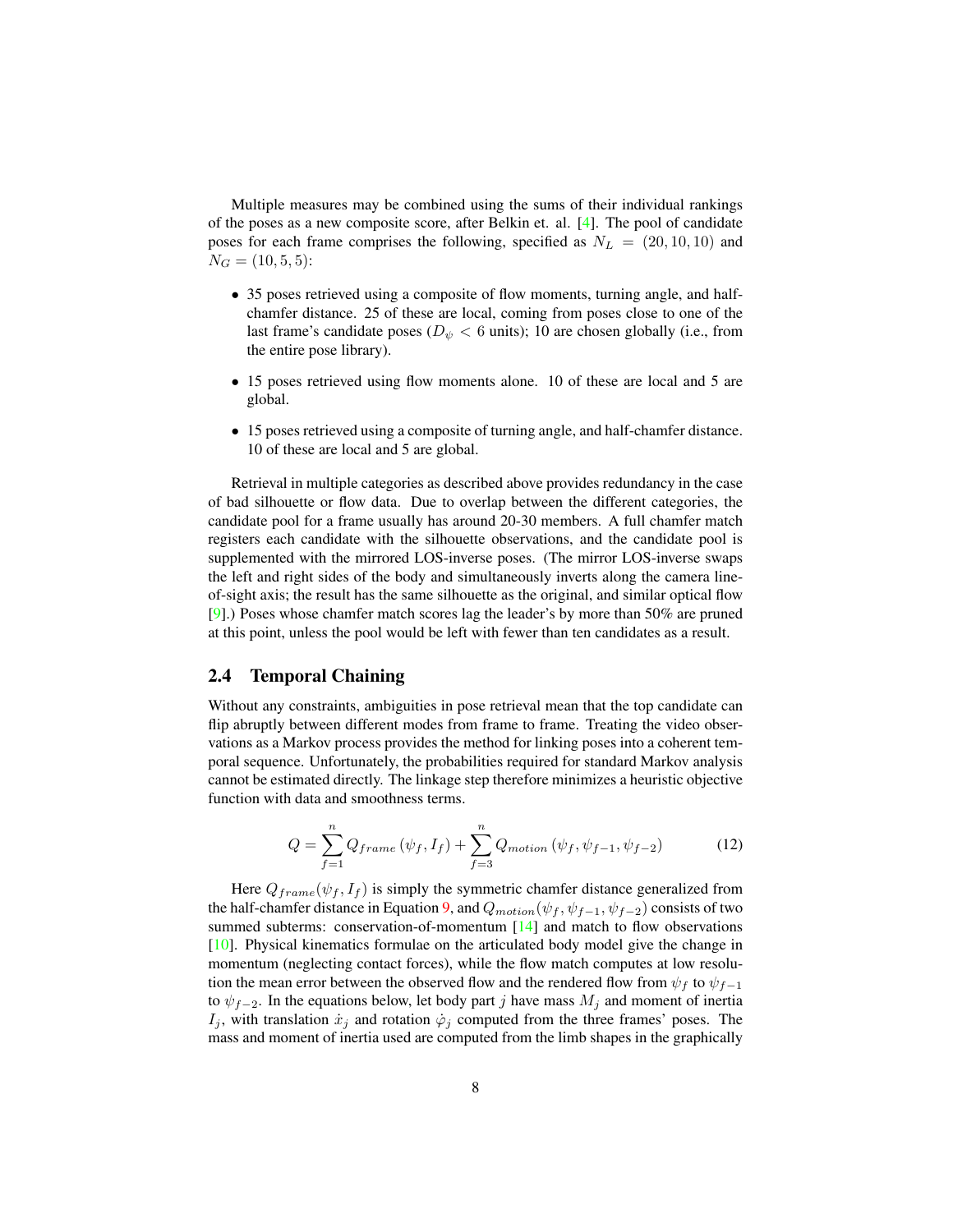Multiple measures may be combined using the sums of their individual rankings of the poses as a new composite score, after Belkin et. al. [4]. The pool of candidate poses for each frame comprises the following, specified as $N_L = (20, 10, 10)$ and $N_G = (10, 5, 5)$:

- 35 poses retrieved using a composite of flow moments, turning angle, and half-chamfer distance. 25 of these are local, coming from poses close to one of the last frame's candidate poses ($D_\psi < 6$ units); 10 are chosen globally (i.e., from the entire pose library).
- 15 poses retrieved using flow moments alone. 10 of these are local and 5 are global.
- 15 poses retrieved using a composite of turning angle, and half-chamfer distance. 10 of these are local and 5 are global.

Retrieval in multiple categories as described above provides redundancy in the case of bad silhouette or flow data. Due to overlap between the different categories, the candidate pool for a frame usually has around 20-30 members. A full chamfer match registers each candidate with the silhouette observations, and the candidate pool is supplemented with the mirrored LOS-inverse poses. (The mirror LOS-inverse swaps the left and right sides of the body and simultaneously inverts along the camera line-of-sight axis; the result has the same silhouette as the original, and similar optical flow [9].) Poses whose chamfer match scores lag the leader's by more than 50% are pruned at this point, unless the pool would be left with fewer than ten candidates as a result.

## 2.4 Temporal Chaining

Without any constraints, ambiguities in pose retrieval mean that the top candidate can flip abruptly between different modes from frame to frame. Treating the video observations as a Markov process provides the method for linking poses into a coherent temporal sequence. Unfortunately, the probabilities required for standard Markov analysis cannot be estimated directly. The linkage step therefore minimizes a heuristic objective function with data and smoothness terms.

$$Q = \sum_{f=1}^{n} Q_{frame}\left(\psi_f, I_f\right) + \sum_{f=3}^{n} Q_{motion}\left(\psi_f, \psi_{f-1}, \psi_{f-2}\right) \tag{12}$$

Here $Q_{frame}(\psi_f, I_f)$ is simply the symmetric chamfer distance generalized from the half-chamfer distance in Equation 9, and $Q_{motion}(\psi_f, \psi_{f-1}, \psi_{f-2})$ consists of two summed subterms: conservation-of-momentum [14] and match to flow observations [10]. Physical kinematics formulae on the articulated body model give the change in momentum (neglecting contact forces), while the flow match computes at low resolution the mean error between the observed flow and the rendered flow from $\psi_f$ to $\psi_{f-1}$ to $\psi_{f-2}$. In the equations below, let body part $j$ have mass $M_j$ and moment of inertia $I_j$, with translation $\dot{x}_j$ and rotation $\dot{\varphi}_j$ computed from the three frames' poses. The mass and moment of inertia used are computed from the limb shapes in the graphically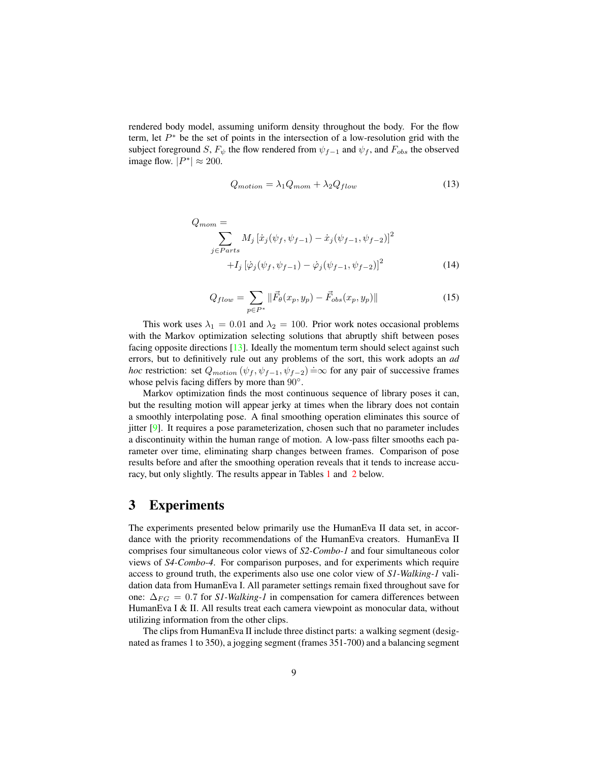rendered body model, assuming uniform density throughout the body. For the flow term, let $P^*$ be the set of points in the intersection of a low-resolution grid with the subject foreground $S$, $F_\psi$ the flow rendered from $\psi_{f-1}$ and $\psi_f$, and $F_{obs}$ the observed image flow. $|P^*| \approx 200$.

$$Q_{motion} = \lambda_1 Q_{mom} + \lambda_2 Q_{flow} \tag{13}$$

$$\begin{aligned} Q_{mom} = & \\ & \sum_{j \in Parts} M_j \left[\dot{x}_j(\psi_f, \psi_{f-1}) - \dot{x}_j(\psi_{f-1}, \psi_{f-2})\right]^2 \\ & \qquad + I_j \left[\dot{\varphi}_j(\psi_f, \psi_{f-1}) - \dot{\varphi}_j(\psi_{f-1}, \psi_{f-2})\right]^2 \end{aligned} \tag{14}$$

$$Q_{flow} = \sum_{p \in P^*} \|\vec{F}_\theta(x_p, y_p) - \vec{F}_{obs}(x_p, y_p)\| \tag{15}$$

This work uses $\lambda_1 = 0.01$ and $\lambda_2 = 100$. Prior work notes occasional problems with the Markov optimization selecting solutions that abruptly shift between poses facing opposite directions [13]. Ideally the momentum term should select against such errors, but to definitively rule out any problems of the sort, this work adopts an *ad hoc* restriction: set $Q_{motion}(\psi_f, \psi_{f-1}, \psi_{f-2}) \doteq \infty$ for any pair of successive frames whose pelvis facing differs by more than $90°$.

Markov optimization finds the most continuous sequence of library poses it can, but the resulting motion will appear jerky at times when the library does not contain a smoothly interpolating pose. A final smoothing operation eliminates this source of jitter [9]. It requires a pose parameterization, chosen such that no parameter includes a discontinuity within the human range of motion. A low-pass filter smooths each parameter over time, eliminating sharp changes between frames. Comparison of pose results before and after the smoothing operation reveals that it tends to increase accuracy, but only slightly. The results appear in Tables 1 and 2 below.

## 3 Experiments

The experiments presented below primarily use the HumanEva II data set, in accordance with the priority recommendations of the HumanEva creators. HumanEva II comprises four simultaneous color views of *S2-Combo-1* and four simultaneous color views of *S4-Combo-4*. For comparison purposes, and for experiments which require access to ground truth, the experiments also use one color view of *S1-Walking-1* validation data from HumanEva I. All parameter settings remain fixed throughout save for one: $\Delta_{FG} = 0.7$ for *S1-Walking-1* in compensation for camera differences between HumanEva I & II. All results treat each camera viewpoint as monocular data, without utilizing information from the other clips.

The clips from HumanEva II include three distinct parts: a walking segment (designated as frames 1 to 350), a jogging segment (frames 351-700) and a balancing segment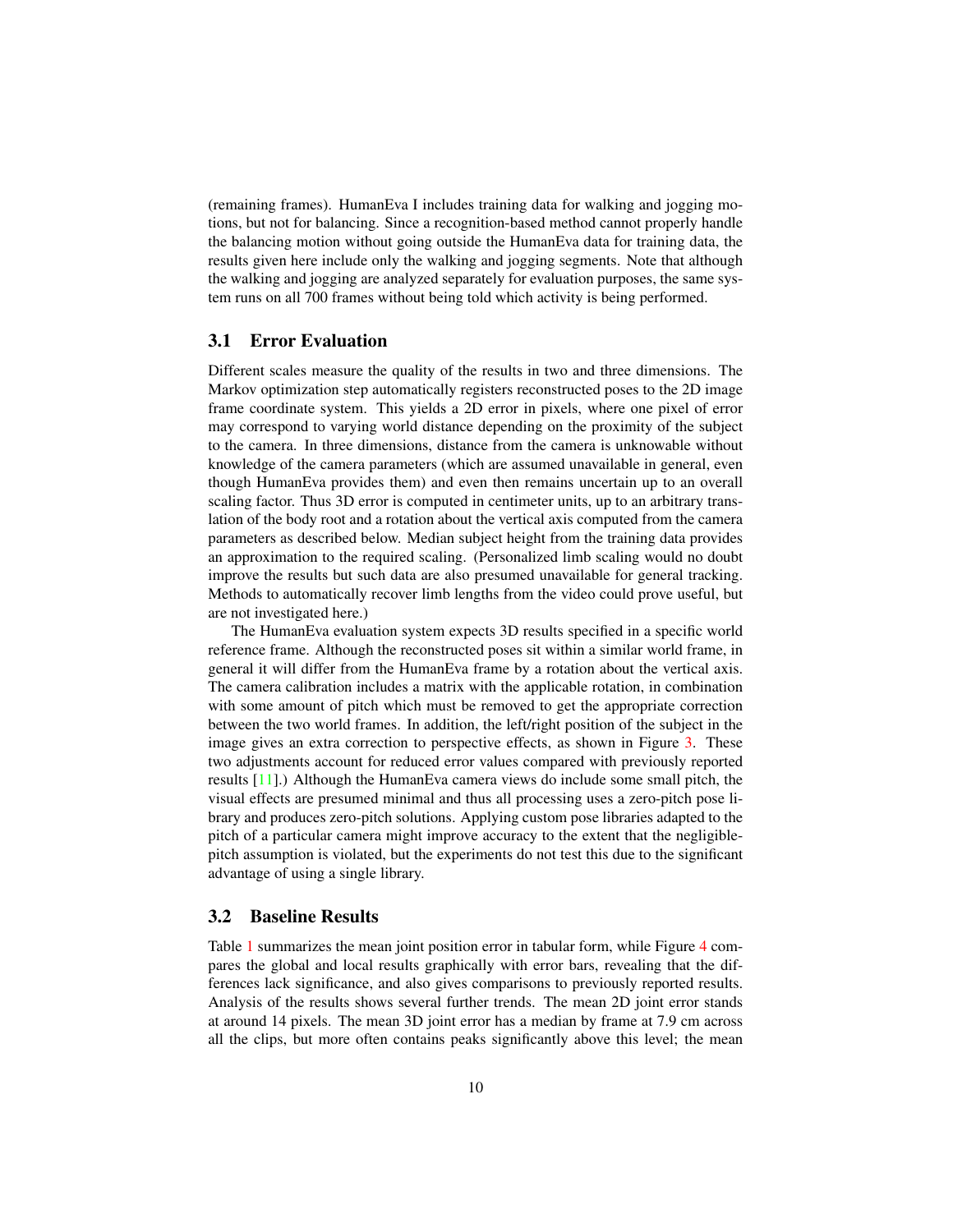(remaining frames). HumanEva I includes training data for walking and jogging motions, but not for balancing. Since a recognition-based method cannot properly handle the balancing motion without going outside the HumanEva data for training data, the results given here include only the walking and jogging segments. Note that although the walking and jogging are analyzed separately for evaluation purposes, the same system runs on all 700 frames without being told which activity is being performed.

## 3.1 Error Evaluation

Different scales measure the quality of the results in two and three dimensions. The Markov optimization step automatically registers reconstructed poses to the 2D image frame coordinate system. This yields a 2D error in pixels, where one pixel of error may correspond to varying world distance depending on the proximity of the subject to the camera. In three dimensions, distance from the camera is unknowable without knowledge of the camera parameters (which are assumed unavailable in general, even though HumanEva provides them) and even then remains uncertain up to an overall scaling factor. Thus 3D error is computed in centimeter units, up to an arbitrary translation of the body root and a rotation about the vertical axis computed from the camera parameters as described below. Median subject height from the training data provides an approximation to the required scaling. (Personalized limb scaling would no doubt improve the results but such data are also presumed unavailable for general tracking. Methods to automatically recover limb lengths from the video could prove useful, but are not investigated here.)

The HumanEva evaluation system expects 3D results specified in a specific world reference frame. Although the reconstructed poses sit within a similar world frame, in general it will differ from the HumanEva frame by a rotation about the vertical axis. The camera calibration includes a matrix with the applicable rotation, in combination with some amount of pitch which must be removed to get the appropriate correction between the two world frames. In addition, the left/right position of the subject in the image gives an extra correction to perspective effects, as shown in Figure 3. These two adjustments account for reduced error values compared with previously reported results [11].) Although the HumanEva camera views do include some small pitch, the visual effects are presumed minimal and thus all processing uses a zero-pitch pose library and produces zero-pitch solutions. Applying custom pose libraries adapted to the pitch of a particular camera might improve accuracy to the extent that the negligible-pitch assumption is violated, but the experiments do not test this due to the significant advantage of using a single library.

## 3.2 Baseline Results

Table 1 summarizes the mean joint position error in tabular form, while Figure 4 compares the global and local results graphically with error bars, revealing that the differences lack significance, and also gives comparisons to previously reported results. Analysis of the results shows several further trends. The mean 2D joint error stands at around 14 pixels. The mean 3D joint error has a median by frame at 7.9 cm across all the clips, but more often contains peaks significantly above this level; the mean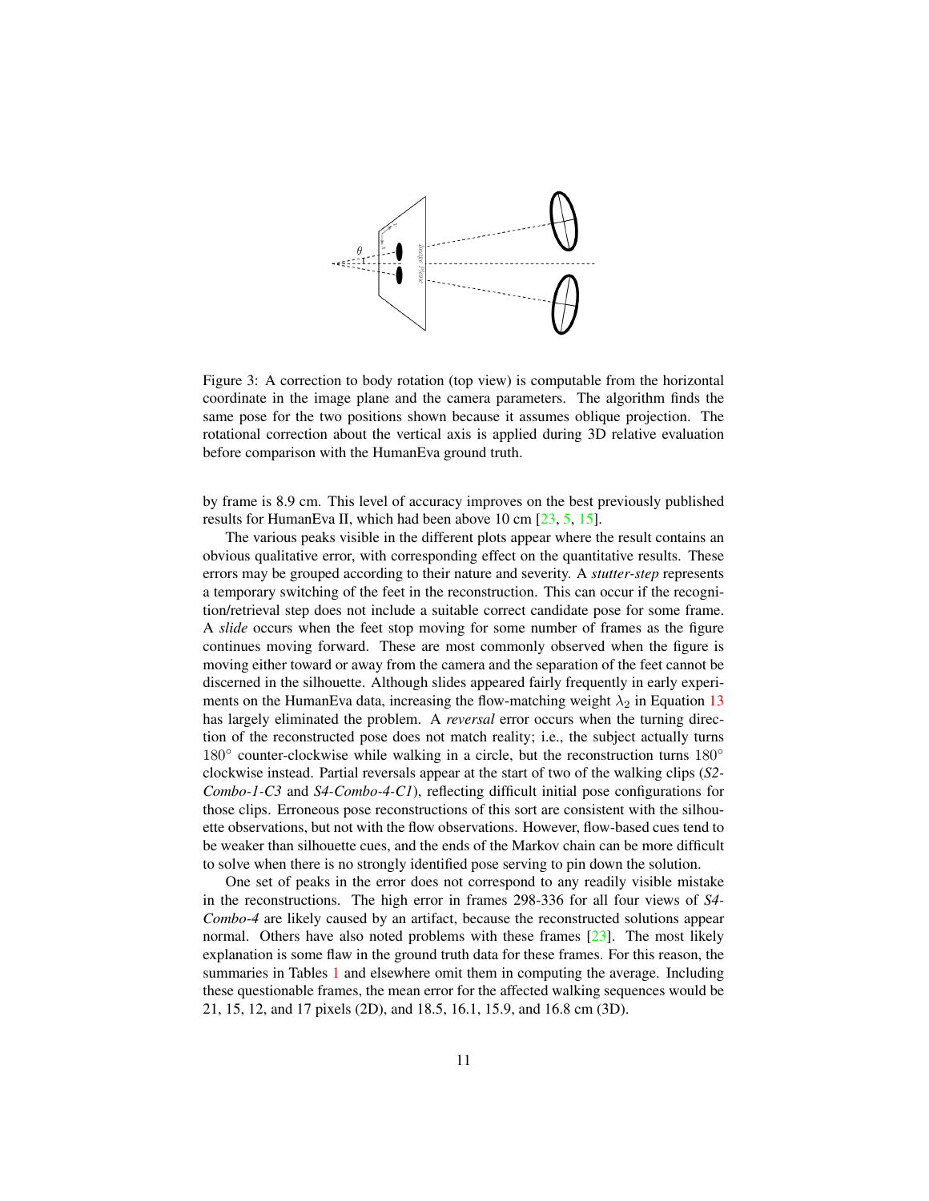Figure 3: A correction to body rotation (top view) is computable from the horizontal coordinate in the image plane and the camera parameters. The algorithm finds the same pose for the two positions shown because it assumes oblique projection. The rotational correction about the vertical axis is applied during 3D relative evaluation before comparison with the HumanEva ground truth.

by frame is 8.9 cm. This level of accuracy improves on the best previously published results for HumanEva II, which had been above 10 cm [23, 5, 15].

The various peaks visible in the different plots appear where the result contains an obvious qualitative error, with corresponding effect on the quantitative results. These errors may be grouped according to their nature and severity. A *stutter-step* represents a temporary switching of the feet in the reconstruction. This can occur if the recognition/retrieval step does not include a suitable correct candidate pose for some frame. A *slide* occurs when the feet stop moving for some number of frames as the figure continues moving forward. These are most commonly observed when the figure is moving either toward or away from the camera and the separation of the feet cannot be discerned in the silhouette. Although slides appeared fairly frequently in early experiments on the HumanEva data, increasing the flow-matching weight $\lambda_2$ in Equation 13 has largely eliminated the problem. A *reversal* error occurs when the turning direction of the reconstructed pose does not match reality; i.e., the subject actually turns $180^\circ$ counter-clockwise while walking in a circle, but the reconstruction turns $180^\circ$ clockwise instead. Partial reversals appear at the start of two of the walking clips (*S2-Combo-1-C3* and *S4-Combo-4-C1*), reflecting difficult initial pose configurations for those clips. Erroneous pose reconstructions of this sort are consistent with the silhouette observations, but not with the flow observations. However, flow-based cues tend to be weaker than silhouette cues, and the ends of the Markov chain can be more difficult to solve when there is no strongly identified pose serving to pin down the solution.

One set of peaks in the error does not correspond to any readily visible mistake in the reconstructions. The high error in frames 298-336 for all four views of *S4-Combo-4* are likely caused by an artifact, because the reconstructed solutions appear normal. Others have also noted problems with these frames [23]. The most likely explanation is some flaw in the ground truth data for these frames. For this reason, the summaries in Tables 1 and elsewhere omit them in computing the average. Including these questionable frames, the mean error for the affected walking sequences would be 21, 15, 12, and 17 pixels (2D), and 18.5, 16.1, 15.9, and 16.8 cm (3D).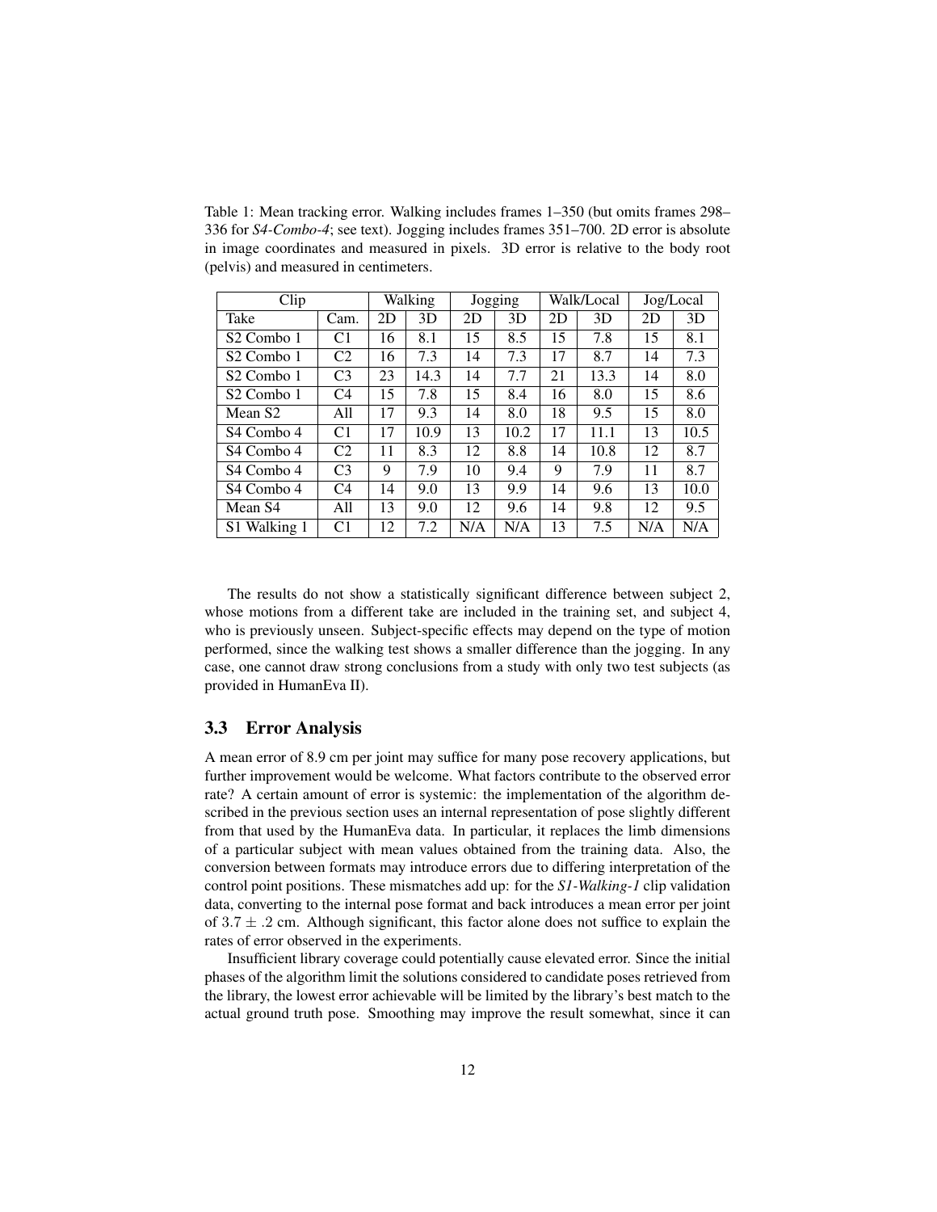Table 1: Mean tracking error. Walking includes frames 1–350 (but omits frames 298–336 for *S4-Combo-4*; see text). Jogging includes frames 351–700. 2D error is absolute in image coordinates and measured in pixels. 3D error is relative to the body root (pelvis) and measured in centimeters.

| Clip | | Walking | | Jogging | | Walk/Local | | Jog/Local | |
|---|---|---|---|---|---|---|---|---|---|
| Take | Cam. | 2D | 3D | 2D | 3D | 2D | 3D | 2D | 3D |
| S2 Combo 1 | C1 | 16 | 8.1 | 15 | 8.5 | 15 | 7.8 | 15 | 8.1 |
| S2 Combo 1 | C2 | 16 | 7.3 | 14 | 7.3 | 17 | 8.7 | 14 | 7.3 |
| S2 Combo 1 | C3 | 23 | 14.3 | 14 | 7.7 | 21 | 13.3 | 14 | 8.0 |
| S2 Combo 1 | C4 | 15 | 7.8 | 15 | 8.4 | 16 | 8.0 | 15 | 8.6 |
| Mean S2 | All | 17 | 9.3 | 14 | 8.0 | 18 | 9.5 | 15 | 8.0 |
| S4 Combo 4 | C1 | 17 | 10.9 | 13 | 10.2 | 17 | 11.1 | 13 | 10.5 |
| S4 Combo 4 | C2 | 11 | 8.3 | 12 | 8.8 | 14 | 10.8 | 12 | 8.7 |
| S4 Combo 4 | C3 | 9 | 7.9 | 10 | 9.4 | 9 | 7.9 | 11 | 8.7 |
| S4 Combo 4 | C4 | 14 | 9.0 | 13 | 9.9 | 14 | 9.6 | 13 | 10.0 |
| Mean S4 | All | 13 | 9.0 | 12 | 9.6 | 14 | 9.8 | 12 | 9.5 |
| S1 Walking 1 | C1 | 12 | 7.2 | N/A | N/A | 13 | 7.5 | N/A | N/A |

The results do not show a statistically significant difference between subject 2, whose motions from a different take are included in the training set, and subject 4, who is previously unseen. Subject-specific effects may depend on the type of motion performed, since the walking test shows a smaller difference than the jogging. In any case, one cannot draw strong conclusions from a study with only two test subjects (as provided in HumanEva II).

### 3.3 Error Analysis

A mean error of 8.9 cm per joint may suffice for many pose recovery applications, but further improvement would be welcome. What factors contribute to the observed error rate? A certain amount of error is systemic: the implementation of the algorithm described in the previous section uses an internal representation of pose slightly different from that used by the HumanEva data. In particular, it replaces the limb dimensions of a particular subject with mean values obtained from the training data. Also, the conversion between formats may introduce errors due to differing interpretation of the control point positions. These mismatches add up: for the *S1-Walking-1* clip validation data, converting to the internal pose format and back introduces a mean error per joint of $3.7 \pm .2$ cm. Although significant, this factor alone does not suffice to explain the rates of error observed in the experiments.

Insufficient library coverage could potentially cause elevated error. Since the initial phases of the algorithm limit the solutions considered to candidate poses retrieved from the library, the lowest error achievable will be limited by the library's best match to the actual ground truth pose. Smoothing may improve the result somewhat, since it can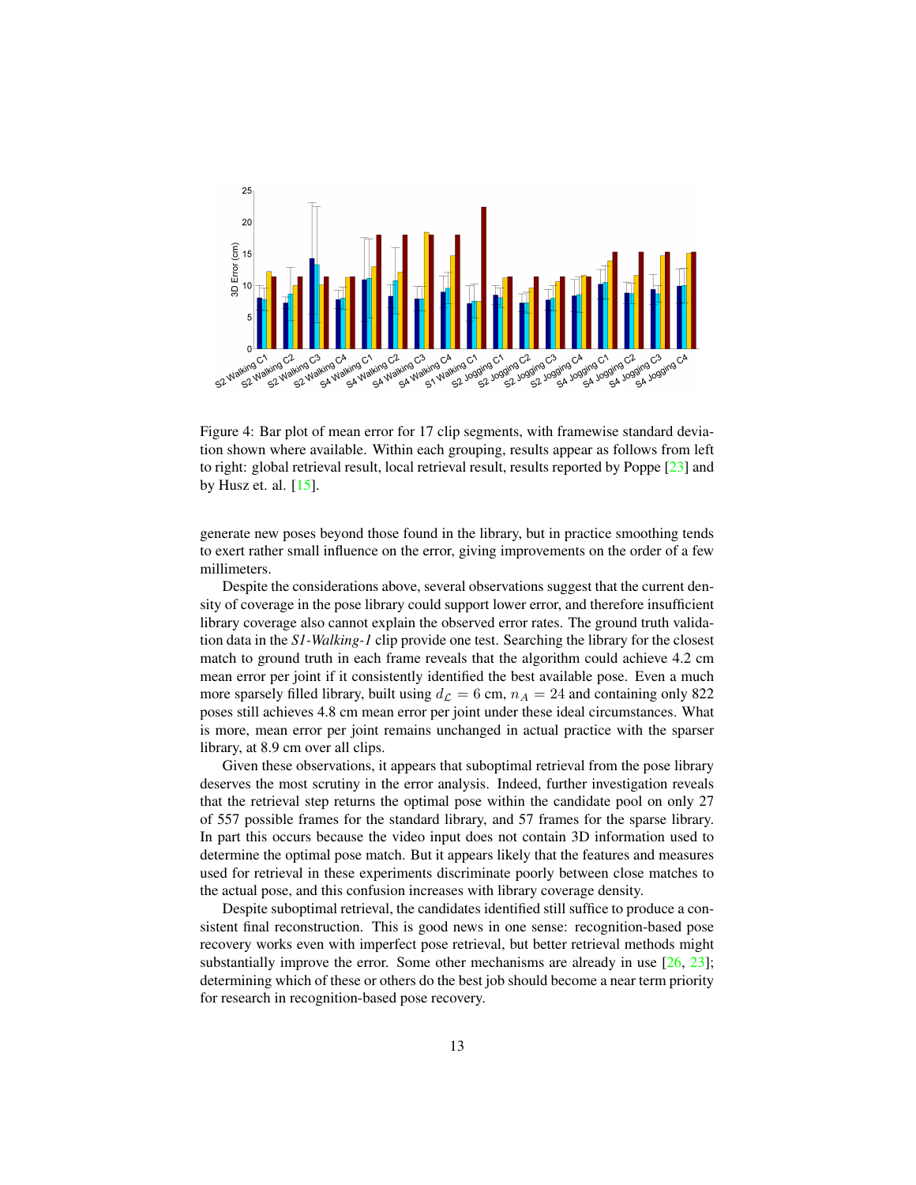Figure 4: Bar plot of mean error for 17 clip segments, with framewise standard deviation shown where available. Within each grouping, results appear as follows from left to right: global retrieval result, local retrieval result, results reported by Poppe [23] and by Husz et. al. [15].

generate new poses beyond those found in the library, but in practice smoothing tends to exert rather small influence on the error, giving improvements on the order of a few millimeters.

Despite the considerations above, several observations suggest that the current density of coverage in the pose library could support lower error, and therefore insufficient library coverage also cannot explain the observed error rates. The ground truth validation data in the *S1-Walking-1* clip provide one test. Searching the library for the closest match to ground truth in each frame reveals that the algorithm could achieve 4.2 cm mean error per joint if it consistently identified the best available pose. Even a much more sparsely filled library, built using $d_{\mathcal{L}} = 6$ cm, $n_A = 24$ and containing only 822 poses still achieves 4.8 cm mean error per joint under these ideal circumstances. What is more, mean error per joint remains unchanged in actual practice with the sparser library, at 8.9 cm over all clips.

Given these observations, it appears that suboptimal retrieval from the pose library deserves the most scrutiny in the error analysis. Indeed, further investigation reveals that the retrieval step returns the optimal pose within the candidate pool on only 27 of 557 possible frames for the standard library, and 57 frames for the sparse library. In part this occurs because the video input does not contain 3D information used to determine the optimal pose match. But it appears likely that the features and measures used for retrieval in these experiments discriminate poorly between close matches to the actual pose, and this confusion increases with library coverage density.

Despite suboptimal retrieval, the candidates identified still suffice to produce a consistent final reconstruction. This is good news in one sense: recognition-based pose recovery works even with imperfect pose retrieval, but better retrieval methods might substantially improve the error. Some other mechanisms are already in use [26, 23]; determining which of these or others do the best job should become a near term priority for research in recognition-based pose recovery.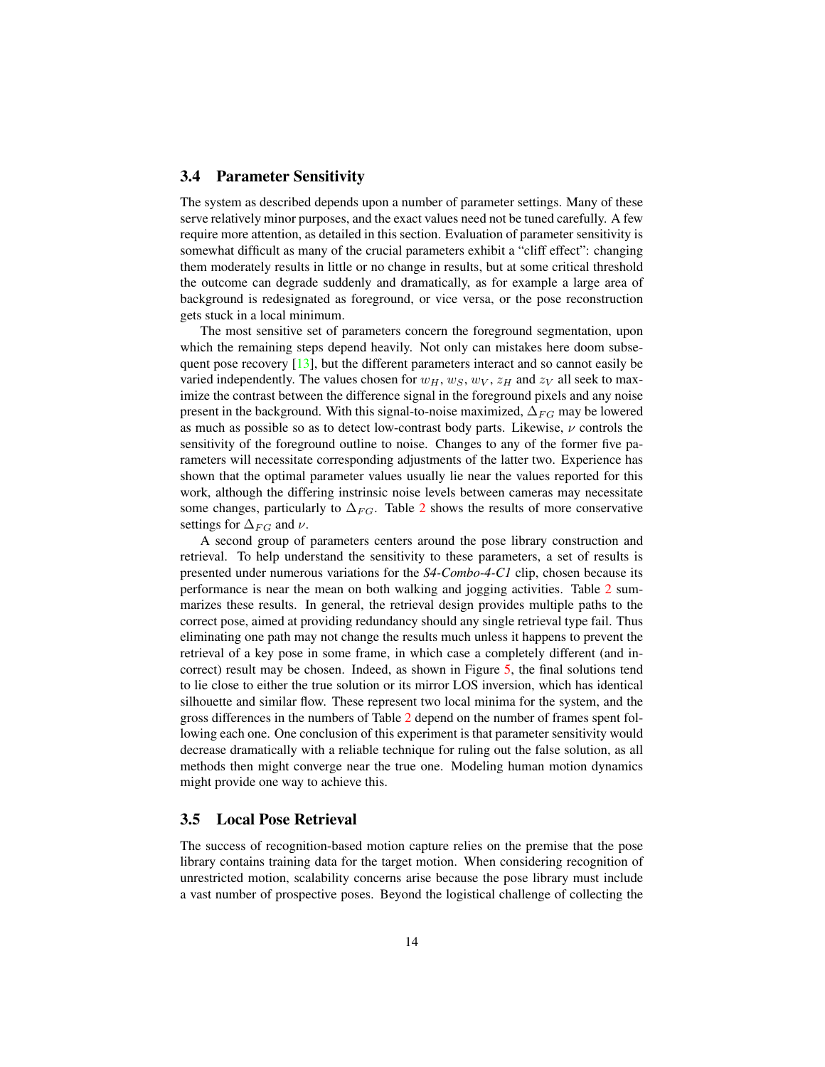### 3.4 Parameter Sensitivity

The system as described depends upon a number of parameter settings. Many of these serve relatively minor purposes, and the exact values need not be tuned carefully. A few require more attention, as detailed in this section. Evaluation of parameter sensitivity is somewhat difficult as many of the crucial parameters exhibit a "cliff effect": changing them moderately results in little or no change in results, but at some critical threshold the outcome can degrade suddenly and dramatically, as for example a large area of background is redesignated as foreground, or vice versa, or the pose reconstruction gets stuck in a local minimum.

The most sensitive set of parameters concern the foreground segmentation, upon which the remaining steps depend heavily. Not only can mistakes here doom subsequent pose recovery [13], but the different parameters interact and so cannot easily be varied independently. The values chosen for $w_H$, $w_S$, $w_V$, $z_H$ and $z_V$ all seek to maximize the contrast between the difference signal in the foreground pixels and any noise present in the background. With this signal-to-noise maximized, $\Delta_{FG}$ may be lowered as much as possible so as to detect low-contrast body parts. Likewise, $\nu$ controls the sensitivity of the foreground outline to noise. Changes to any of the former five parameters will necessitate corresponding adjustments of the latter two. Experience has shown that the optimal parameter values usually lie near the values reported for this work, although the differing instrinsic noise levels between cameras may necessitate some changes, particularly to $\Delta_{FG}$. Table 2 shows the results of more conservative settings for $\Delta_{FG}$ and $\nu$.

A second group of parameters centers around the pose library construction and retrieval. To help understand the sensitivity to these parameters, a set of results is presented under numerous variations for the *S4-Combo-4-C1* clip, chosen because its performance is near the mean on both walking and jogging activities. Table 2 summarizes these results. In general, the retrieval design provides multiple paths to the correct pose, aimed at providing redundancy should any single retrieval type fail. Thus eliminating one path may not change the results much unless it happens to prevent the retrieval of a key pose in some frame, in which case a completely different (and incorrect) result may be chosen. Indeed, as shown in Figure 5, the final solutions tend to lie close to either the true solution or its mirror LOS inversion, which has identical silhouette and similar flow. These represent two local minima for the system, and the gross differences in the numbers of Table 2 depend on the number of frames spent following each one. One conclusion of this experiment is that parameter sensitivity would decrease dramatically with a reliable technique for ruling out the false solution, as all methods then might converge near the true one. Modeling human motion dynamics might provide one way to achieve this.

### 3.5 Local Pose Retrieval

The success of recognition-based motion capture relies on the premise that the pose library contains training data for the target motion. When considering recognition of unrestricted motion, scalability concerns arise because the pose library must include a vast number of prospective poses. Beyond the logistical challenge of collecting the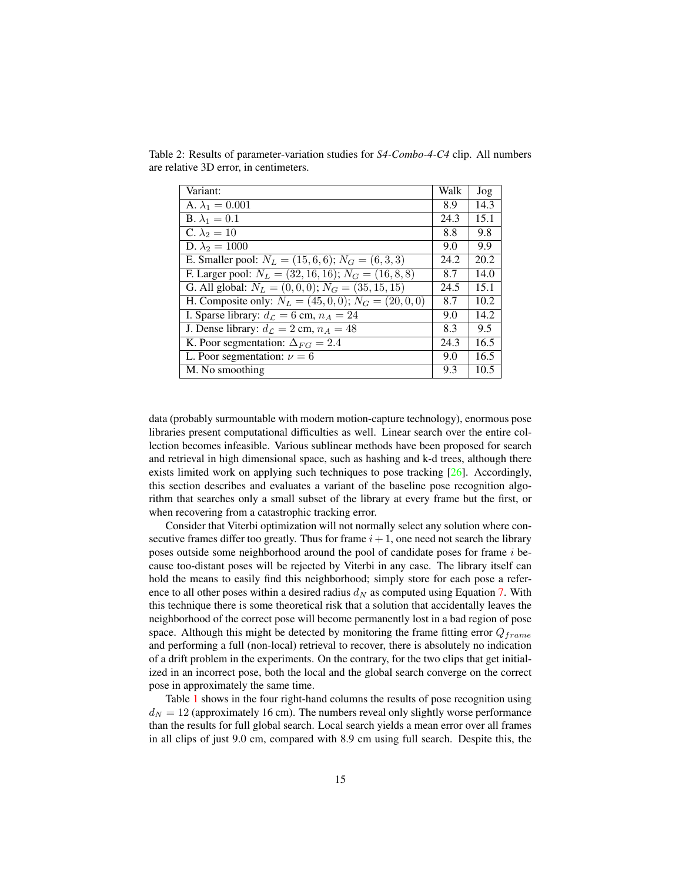Table 2: Results of parameter-variation studies for *S4-Combo-4-C4* clip. All numbers are relative 3D error, in centimeters.

| Variant: | Walk | Jog |
|---|---|---|
| A. $\lambda_1 = 0.001$ | 8.9 | 14.3 |
| B. $\lambda_1 = 0.1$ | 24.3 | 15.1 |
| C. $\lambda_2 = 10$ | 8.8 | 9.8 |
| D. $\lambda_2 = 1000$ | 9.0 | 9.9 |
| E. Smaller pool: $N_L = (15, 6, 6)$; $N_G = (6, 3, 3)$ | 24.2 | 20.2 |
| F. Larger pool: $N_L = (32, 16, 16)$; $N_G = (16, 8, 8)$ | 8.7 | 14.0 |
| G. All global: $N_L = (0, 0, 0)$; $N_G = (35, 15, 15)$ | 24.5 | 15.1 |
| H. Composite only: $N_L = (45, 0, 0)$; $N_G = (20, 0, 0)$ | 8.7 | 10.2 |
| I. Sparse library: $d_{\mathcal{L}} = 6$ cm, $n_A = 24$ | 9.0 | 14.2 |
| J. Dense library: $d_{\mathcal{L}} = 2$ cm, $n_A = 48$ | 8.3 | 9.5 |
| K. Poor segmentation: $\Delta_{FG} = 2.4$ | 24.3 | 16.5 |
| L. Poor segmentation: $\nu = 6$ | 9.0 | 16.5 |
| M. No smoothing | 9.3 | 10.5 |

data (probably surmountable with modern motion-capture technology), enormous pose libraries present computational difficulties as well. Linear search over the entire collection becomes infeasible. Various sublinear methods have been proposed for search and retrieval in high dimensional space, such as hashing and k-d trees, although there exists limited work on applying such techniques to pose tracking [26]. Accordingly, this section describes and evaluates a variant of the baseline pose recognition algorithm that searches only a small subset of the library at every frame but the first, or when recovering from a catastrophic tracking error.

Consider that Viterbi optimization will not normally select any solution where consecutive frames differ too greatly. Thus for frame $i + 1$, one need not search the library poses outside some neighborhood around the pool of candidate poses for frame $i$ because too-distant poses will be rejected by Viterbi in any case. The library itself can hold the means to easily find this neighborhood; simply store for each pose a reference to all other poses within a desired radius $d_N$ as computed using Equation 7. With this technique there is some theoretical risk that a solution that accidentally leaves the neighborhood of the correct pose will become permanently lost in a bad region of pose space. Although this might be detected by monitoring the frame fitting error $Q_{frame}$ and performing a full (non-local) retrieval to recover, there is absolutely no indication of a drift problem in the experiments. On the contrary, for the two clips that get initialized in an incorrect pose, both the local and the global search converge on the correct pose in approximately the same time.

Table 1 shows in the four right-hand columns the results of pose recognition using $d_N = 12$ (approximately 16 cm). The numbers reveal only slightly worse performance than the results for full global search. Local search yields a mean error over all frames in all clips of just 9.0 cm, compared with 8.9 cm using full search. Despite this, the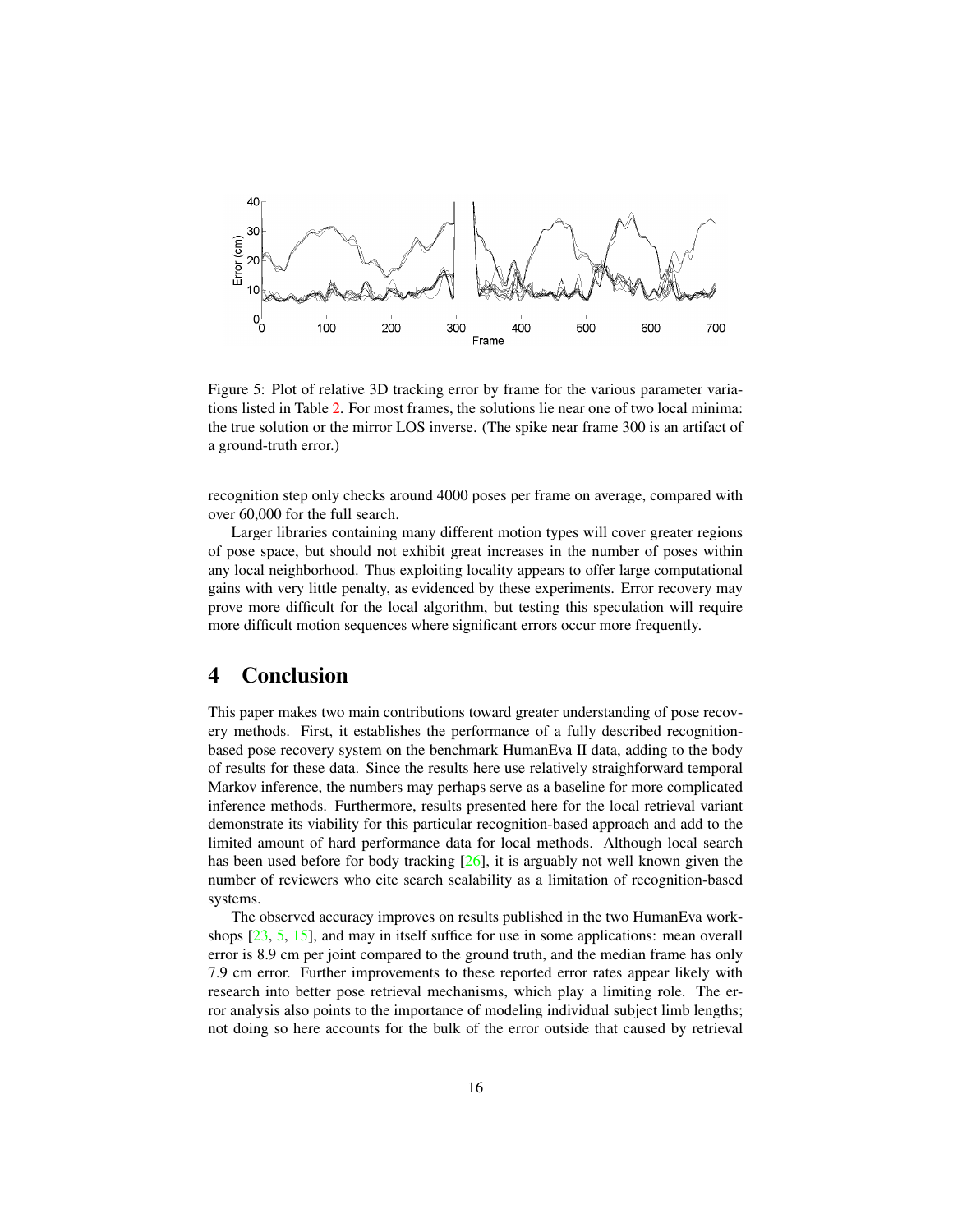Figure 5: Plot of relative 3D tracking error by frame for the various parameter variations listed in Table 2. For most frames, the solutions lie near one of two local minima: the true solution or the mirror LOS inverse. (The spike near frame 300 is an artifact of a ground-truth error.)

recognition step only checks around 4000 poses per frame on average, compared with over 60,000 for the full search.

Larger libraries containing many different motion types will cover greater regions of pose space, but should not exhibit great increases in the number of poses within any local neighborhood. Thus exploiting locality appears to offer large computational gains with very little penalty, as evidenced by these experiments. Error recovery may prove more difficult for the local algorithm, but testing this speculation will require more difficult motion sequences where significant errors occur more frequently.

# 4 Conclusion

This paper makes two main contributions toward greater understanding of pose recovery methods. First, it establishes the performance of a fully described recognition-based pose recovery system on the benchmark HumanEva II data, adding to the body of results for these data. Since the results here use relatively straighforward temporal Markov inference, the numbers may perhaps serve as a baseline for more complicated inference methods. Furthermore, results presented here for the local retrieval variant demonstrate its viability for this particular recognition-based approach and add to the limited amount of hard performance data for local methods. Although local search has been used before for body tracking [26], it is arguably not well known given the number of reviewers who cite search scalability as a limitation of recognition-based systems.

The observed accuracy improves on results published in the two HumanEva workshops [23, 5, 15], and may in itself suffice for use in some applications: mean overall error is 8.9 cm per joint compared to the ground truth, and the median frame has only 7.9 cm error. Further improvements to these reported error rates appear likely with research into better pose retrieval mechanisms, which play a limiting role. The error analysis also points to the importance of modeling individual subject limb lengths; not doing so here accounts for the bulk of the error outside that caused by retrieval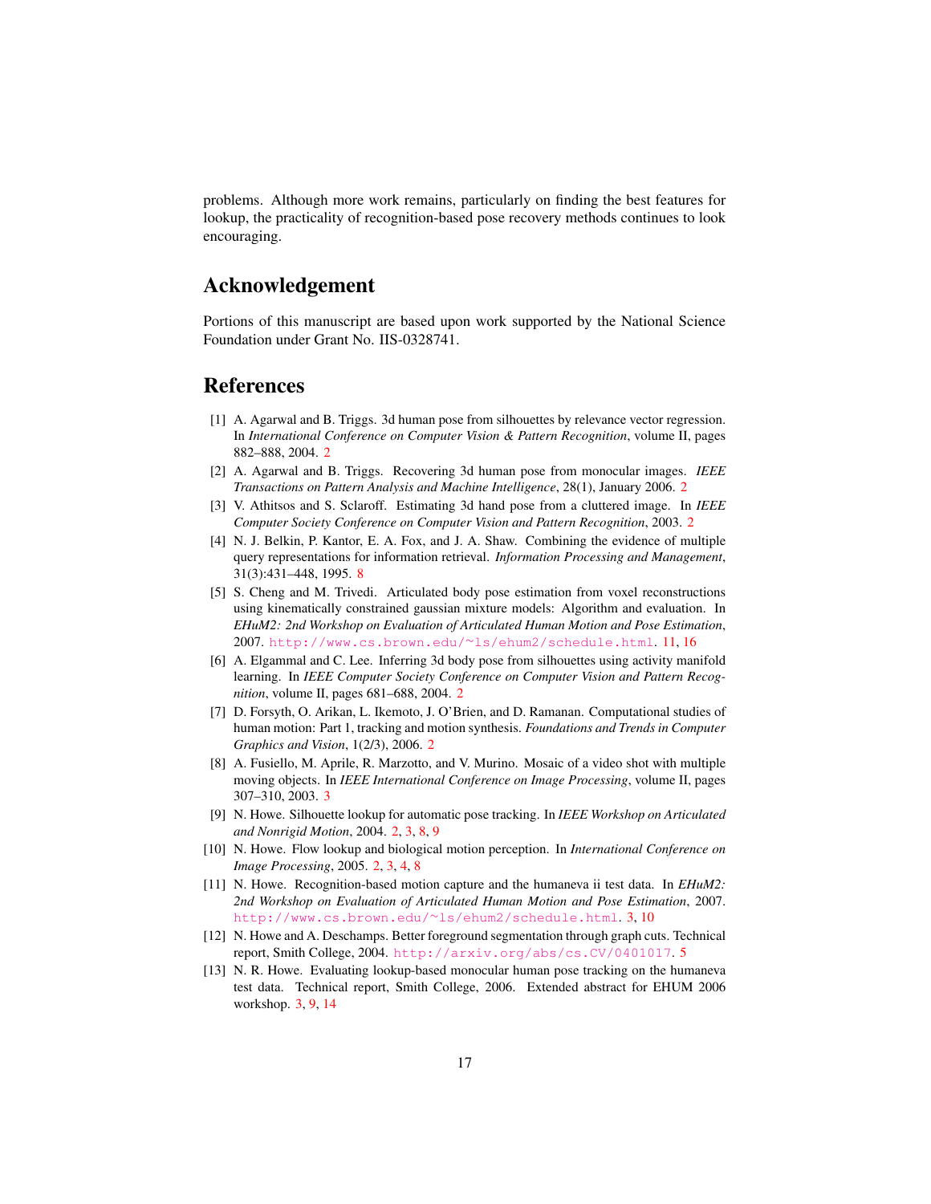problems. Although more work remains, particularly on finding the best features for lookup, the practicality of recognition-based pose recovery methods continues to look encouraging.

## Acknowledgement

Portions of this manuscript are based upon work supported by the National Science Foundation under Grant No. IIS-0328741.

## References

[1] A. Agarwal and B. Triggs. 3d human pose from silhouettes by relevance vector regression. In *International Conference on Computer Vision & Pattern Recognition*, volume II, pages 882–888, 2004. 2

[2] A. Agarwal and B. Triggs. Recovering 3d human pose from monocular images. *IEEE Transactions on Pattern Analysis and Machine Intelligence*, 28(1), January 2006. 2

[3] V. Athitsos and S. Sclaroff. Estimating 3d hand pose from a cluttered image. In *IEEE Computer Society Conference on Computer Vision and Pattern Recognition*, 2003. 2

[4] N. J. Belkin, P. Kantor, E. A. Fox, and J. A. Shaw. Combining the evidence of multiple query representations for information retrieval. *Information Processing and Management*, 31(3):431–448, 1995. 8

[5] S. Cheng and M. Trivedi. Articulated body pose estimation from voxel reconstructions using kinematically constrained gaussian mixture models: Algorithm and evaluation. In *EHuM2: 2nd Workshop on Evaluation of Articulated Human Motion and Pose Estimation*, 2007. http://www.cs.brown.edu/~ls/ehum2/schedule.html. 11, 16

[6] A. Elgammal and C. Lee. Inferring 3d body pose from silhouettes using activity manifold learning. In *IEEE Computer Society Conference on Computer Vision and Pattern Recognition*, volume II, pages 681–688, 2004. 2

[7] D. Forsyth, O. Arikan, L. Ikemoto, J. O'Brien, and D. Ramanan. Computational studies of human motion: Part 1, tracking and motion synthesis. *Foundations and Trends in Computer Graphics and Vision*, 1(2/3), 2006. 2

[8] A. Fusiello, M. Aprile, R. Marzotto, and V. Murino. Mosaic of a video shot with multiple moving objects. In *IEEE International Conference on Image Processing*, volume II, pages 307–310, 2003. 3

[9] N. Howe. Silhouette lookup for automatic pose tracking. In *IEEE Workshop on Articulated and Nonrigid Motion*, 2004. 2, 3, 8, 9

[10] N. Howe. Flow lookup and biological motion perception. In *International Conference on Image Processing*, 2005. 2, 3, 4, 8

[11] N. Howe. Recognition-based motion capture and the humaneva ii test data. In *EHuM2: 2nd Workshop on Evaluation of Articulated Human Motion and Pose Estimation*, 2007. http://www.cs.brown.edu/~ls/ehum2/schedule.html. 3, 10

[12] N. Howe and A. Deschamps. Better foreground segmentation through graph cuts. Technical report, Smith College, 2004. http://arxiv.org/abs/cs.CV/0401017. 5

[13] N. R. Howe. Evaluating lookup-based monocular human pose tracking on the humaneva test data. Technical report, Smith College, 2006. Extended abstract for EHUM 2006 workshop. 3, 9, 14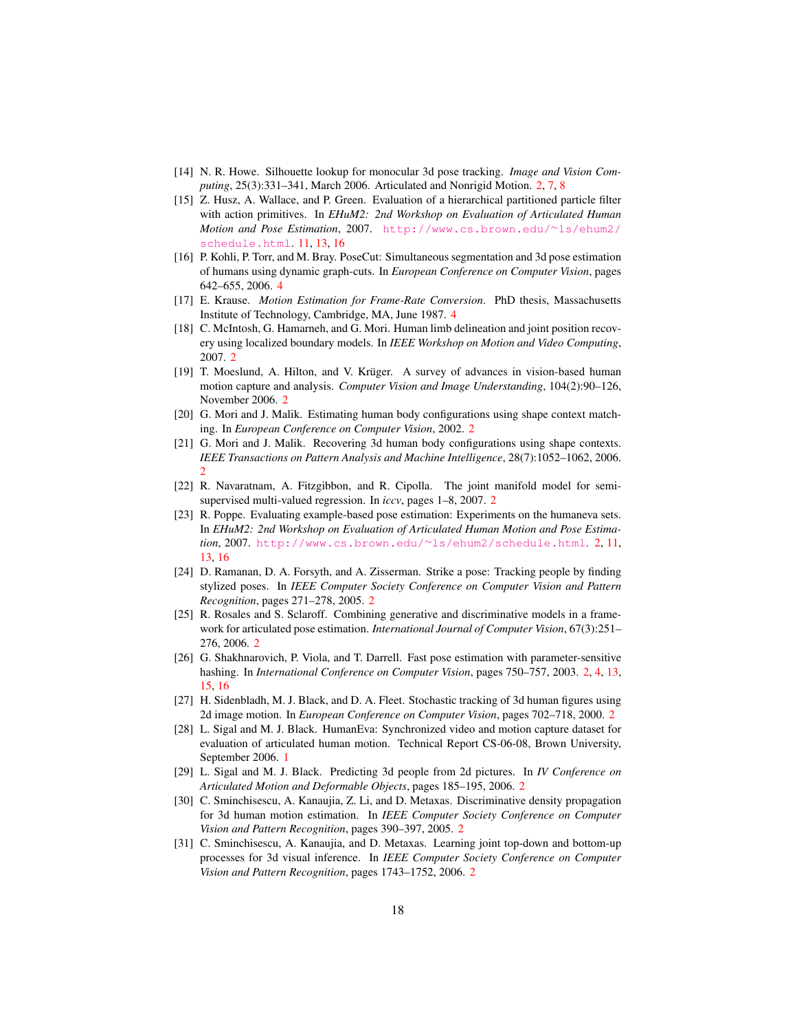[14] N. R. Howe. Silhouette lookup for monocular 3d pose tracking. *Image and Vision Computing*, 25(3):331–341, March 2006. Articulated and Nonrigid Motion. 2, 7, 8

[15] Z. Husz, A. Wallace, and P. Green. Evaluation of a hierarchical partitioned particle filter with action primitives. In *EHuM2: 2nd Workshop on Evaluation of Articulated Human Motion and Pose Estimation*, 2007. http://www.cs.brown.edu/~ls/ehum2/schedule.html. 11, 13, 16

[16] P. Kohli, P. Torr, and M. Bray. PoseCut: Simultaneous segmentation and 3d pose estimation of humans using dynamic graph-cuts. In *European Conference on Computer Vision*, pages 642–655, 2006. 4

[17] E. Krause. *Motion Estimation for Frame-Rate Conversion*. PhD thesis, Massachusetts Institute of Technology, Cambridge, MA, June 1987. 4

[18] C. McIntosh, G. Hamarneh, and G. Mori. Human limb delineation and joint position recovery using localized boundary models. In *IEEE Workshop on Motion and Video Computing*, 2007. 2

[19] T. Moeslund, A. Hilton, and V. Krüger. A survey of advances in vision-based human motion capture and analysis. *Computer Vision and Image Understanding*, 104(2):90–126, November 2006. 2

[20] G. Mori and J. Malik. Estimating human body configurations using shape context matching. In *European Conference on Computer Vision*, 2002. 2

[21] G. Mori and J. Malik. Recovering 3d human body configurations using shape contexts. *IEEE Transactions on Pattern Analysis and Machine Intelligence*, 28(7):1052–1062, 2006. 2

[22] R. Navaratnam, A. Fitzgibbon, and R. Cipolla. The joint manifold model for semi-supervised multi-valued regression. In *iccv*, pages 1–8, 2007. 2

[23] R. Poppe. Evaluating example-based pose estimation: Experiments on the humaneva sets. In *EHuM2: 2nd Workshop on Evaluation of Articulated Human Motion and Pose Estimation*, 2007. http://www.cs.brown.edu/~ls/ehum2/schedule.html. 2, 11, 13, 16

[24] D. Ramanan, D. A. Forsyth, and A. Zisserman. Strike a pose: Tracking people by finding stylized poses. In *IEEE Computer Society Conference on Computer Vision and Pattern Recognition*, pages 271–278, 2005. 2

[25] R. Rosales and S. Sclaroff. Combining generative and discriminative models in a framework for articulated pose estimation. *International Journal of Computer Vision*, 67(3):251–276, 2006. 2

[26] G. Shakhnarovich, P. Viola, and T. Darrell. Fast pose estimation with parameter-sensitive hashing. In *International Conference on Computer Vision*, pages 750–757, 2003. 2, 4, 13, 15, 16

[27] H. Sidenbladh, M. J. Black, and D. A. Fleet. Stochastic tracking of 3d human figures using 2d image motion. In *European Conference on Computer Vision*, pages 702–718, 2000. 2

[28] L. Sigal and M. J. Black. HumanEva: Synchronized video and motion capture dataset for evaluation of articulated human motion. Technical Report CS-06-08, Brown University, September 2006. 1

[29] L. Sigal and M. J. Black. Predicting 3d people from 2d pictures. In *IV Conference on Articulated Motion and Deformable Objects*, pages 185–195, 2006. 2

[30] C. Sminchisescu, A. Kanaujia, Z. Li, and D. Metaxas. Discriminative density propagation for 3d human motion estimation. In *IEEE Computer Society Conference on Computer Vision and Pattern Recognition*, pages 390–397, 2005. 2

[31] C. Sminchisescu, A. Kanaujia, and D. Metaxas. Learning joint top-down and bottom-up processes for 3d visual inference. In *IEEE Computer Society Conference on Computer Vision and Pattern Recognition*, pages 1743–1752, 2006. 2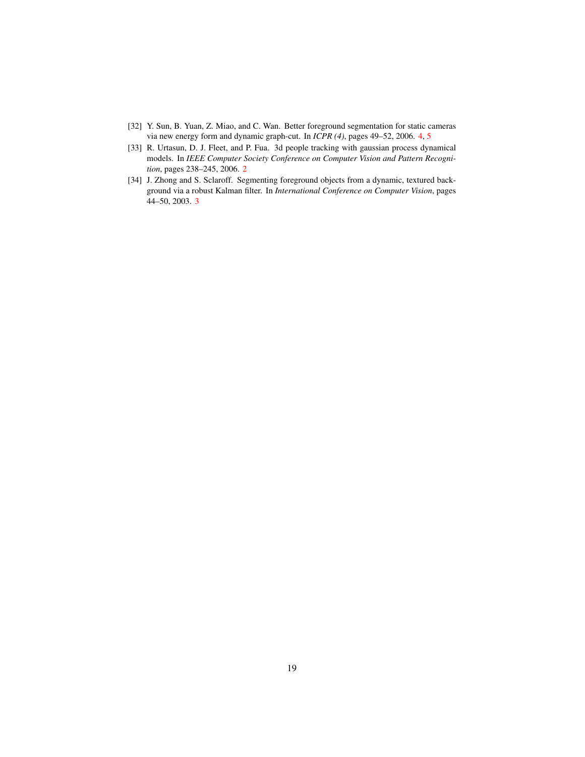[32] Y. Sun, B. Yuan, Z. Miao, and C. Wan. Better foreground segmentation for static cameras via new energy form and dynamic graph-cut. In *ICPR (4)*, pages 49–52, 2006. 4, 5

[33] R. Urtasun, D. J. Fleet, and P. Fua. 3d people tracking with gaussian process dynamical models. In *IEEE Computer Society Conference on Computer Vision and Pattern Recognition*, pages 238–245, 2006. 2

[34] J. Zhong and S. Sclaroff. Segmenting foreground objects from a dynamic, textured background via a robust Kalman filter. In *International Conference on Computer Vision*, pages 44–50, 2003. 3